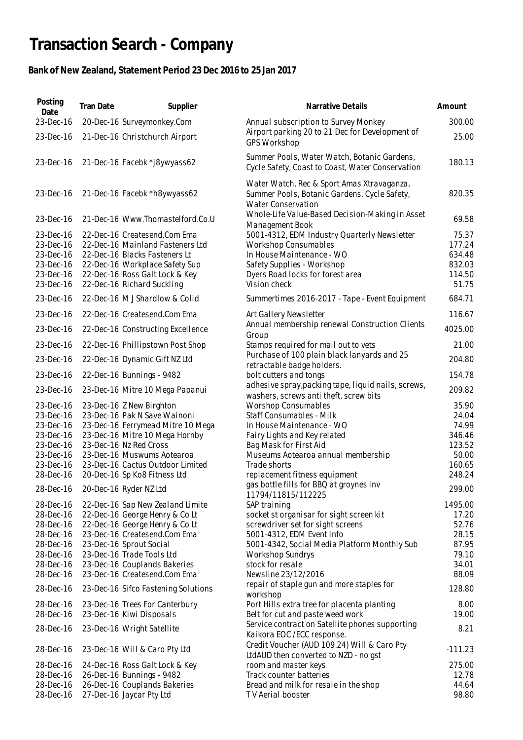# Transaction Search - Company

## Bank of New Zealand, Statement Period 23 Dec 2016 to 25 Jan 2017

| Posting Date | Tran Date | Supplier | Narrative Details | Amount |
|---|---|---|---|---|
| 23-Dec-16 | 20-Dec-16 | Surveymonkey.Com | Annual subscription to Survey Monkey | 300.00 |
| 23-Dec-16 | 21-Dec-16 | Christchurch Airport | Airport parking 20 to 21 Dec for Development of GPS Workshop | 25.00 |
| 23-Dec-16 | 21-Dec-16 | Facebk *j8ywyass62 | Summer Pools, Water Watch, Botanic Gardens, Cycle Safety, Coast to Coast, Water Conservation | 180.13 |
| 23-Dec-16 | 21-Dec-16 | Facebk *h8ywyass62 | Water Watch, Rec & Sport Amas Xtravaganza, Summer Pools, Botanic Gardens, Cycle Safety, Water Conservation | 820.35 |
| 23-Dec-16 | 21-Dec-16 | Www.Thomastelford.Co.U | Whole-Life Value-Based Decision-Making in Asset Management Book | 69.58 |
| 23-Dec-16 | 22-Dec-16 | Createsend.Com Ema | 5001-4312, EDM Industry Quarterly Newsletter | 75.37 |
| 23-Dec-16 | 22-Dec-16 | Mainland Fasteners Ltd | Workshop Consumables | 177.24 |
| 23-Dec-16 | 22-Dec-16 | Blacks Fasteners Lt | In House Maintenance - WO | 634.48 |
| 23-Dec-16 | 22-Dec-16 | Workplace Safety Sup | Safety Supplies - Workshop | 832.03 |
| 23-Dec-16 | 22-Dec-16 | Ross Galt Lock & Key | Dyers Road locks for forest area | 114.50 |
| 23-Dec-16 | 22-Dec-16 | Richard Suckling | Vision check | 51.75 |
| 23-Dec-16 | 22-Dec-16 | M J Shardlow & Colid | Summertimes 2016-2017 - Tape - Event Equipment | 684.71 |
| 23-Dec-16 | 22-Dec-16 | Createsend.Com Ema | Art Gallery Newsletter | 116.67 |
| 23-Dec-16 | 22-Dec-16 | Constructing Excellence | Annual membership renewal Construction Clients Group | 4025.00 |
| 23-Dec-16 | 22-Dec-16 | Phillipstown Post Shop | Stamps required for mail out to vets | 21.00 |
| 23-Dec-16 | 22-Dec-16 | Dynamic Gift NZ Ltd | Purchase of 100 plain black lanyards and 25 retractable badge holders. | 204.80 |
| 23-Dec-16 | 22-Dec-16 | Bunnings - 9482 | bolt cutters and tongs | 154.78 |
| 23-Dec-16 | 23-Dec-16 | Mitre 10 Mega Papanui | adhesive spray,packing tape, liquid nails, screws, washers, screws anti theft, screw bits | 209.82 |
| 23-Dec-16 | 23-Dec-16 | Z New Birghton | Worshop Consumables | 35.90 |
| 23-Dec-16 | 23-Dec-16 | Pak N Save Wainoni | Staff Consumables - Milk | 24.04 |
| 23-Dec-16 | 23-Dec-16 | Ferrymead Mitre 10 Mega | In House Maintenance - WO | 74.99 |
| 23-Dec-16 | 23-Dec-16 | Mitre 10 Mega Hornby | Fairy Lights and Key related | 346.46 |
| 23-Dec-16 | 23-Dec-16 | Nz Red Cross | Bag Mask for First Aid | 123.52 |
| 23-Dec-16 | 23-Dec-16 | Muswums Aotearoa | Museums Aotearoa annual membership | 50.00 |
| 23-Dec-16 | 23-Dec-16 | Cactus Outdoor Limited | Trade shorts | 160.65 |
| 28-Dec-16 | 20-Dec-16 | Sp Ko8 Fitness Ltd | replacement fitness equipment | 248.24 |
| 28-Dec-16 | 20-Dec-16 | Ryder NZ Ltd | gas bottle fills for BBQ at groynes inv 11794/11815/112225 | 299.00 |
| 28-Dec-16 | 22-Dec-16 | Sap New Zealand Limite | SAP training | 1495.00 |
| 28-Dec-16 | 22-Dec-16 | George Henry & Co Lt | socket st organisar for sight screen kit | 17.20 |
| 28-Dec-16 | 22-Dec-16 | George Henry & Co Lt | screwdriver set for sight screens | 52.76 |
| 28-Dec-16 | 23-Dec-16 | Createsend.Com Ema | 5001-4312, EDM Event Info | 28.15 |
| 28-Dec-16 | 23-Dec-16 | Sprout Social | 5001-4342, Social Media Platform Monthly Sub | 87.95 |
| 28-Dec-16 | 23-Dec-16 | Trade Tools Ltd | Workshop Sundrys | 79.10 |
| 28-Dec-16 | 23-Dec-16 | Couplands Bakeries | stock for resale | 34.01 |
| 28-Dec-16 | 23-Dec-16 | Createsend.Com Ema | Newsline 23/12/2016 | 88.09 |
| 28-Dec-16 | 23-Dec-16 | Sifco Fastening Solutions | repair of staple gun and more staples for workshop | 128.80 |
| 28-Dec-16 | 23-Dec-16 | Trees For Canterbury | Port Hills extra tree for placenta planting | 8.00 |
| 28-Dec-16 | 23-Dec-16 | Kiwi Disposals | Belt for cut and paste weed work | 19.00 |
| 28-Dec-16 | 23-Dec-16 | Wright Satellite | Service contract on Satellite phones supporting Kaikora EOC /ECC response. | 8.21 |
| 28-Dec-16 | 23-Dec-16 | Will & Caro Pty Ltd | Credit Voucher (AUD 109.24) Will & Caro Pty LtdAUD then converted to NZD - no gst | -111.23 |
| 28-Dec-16 | 24-Dec-16 | Ross Galt Lock & Key | room and master keys | 275.00 |
| 28-Dec-16 | 26-Dec-16 | Bunnings - 9482 | Track counter batteries | 12.78 |
| 28-Dec-16 | 26-Dec-16 | Couplands Bakeries | Bread and milk for resale in the shop | 44.64 |
| 28-Dec-16 | 27-Dec-16 | Jaycar Pty Ltd | T V Aerial booster | 98.80 |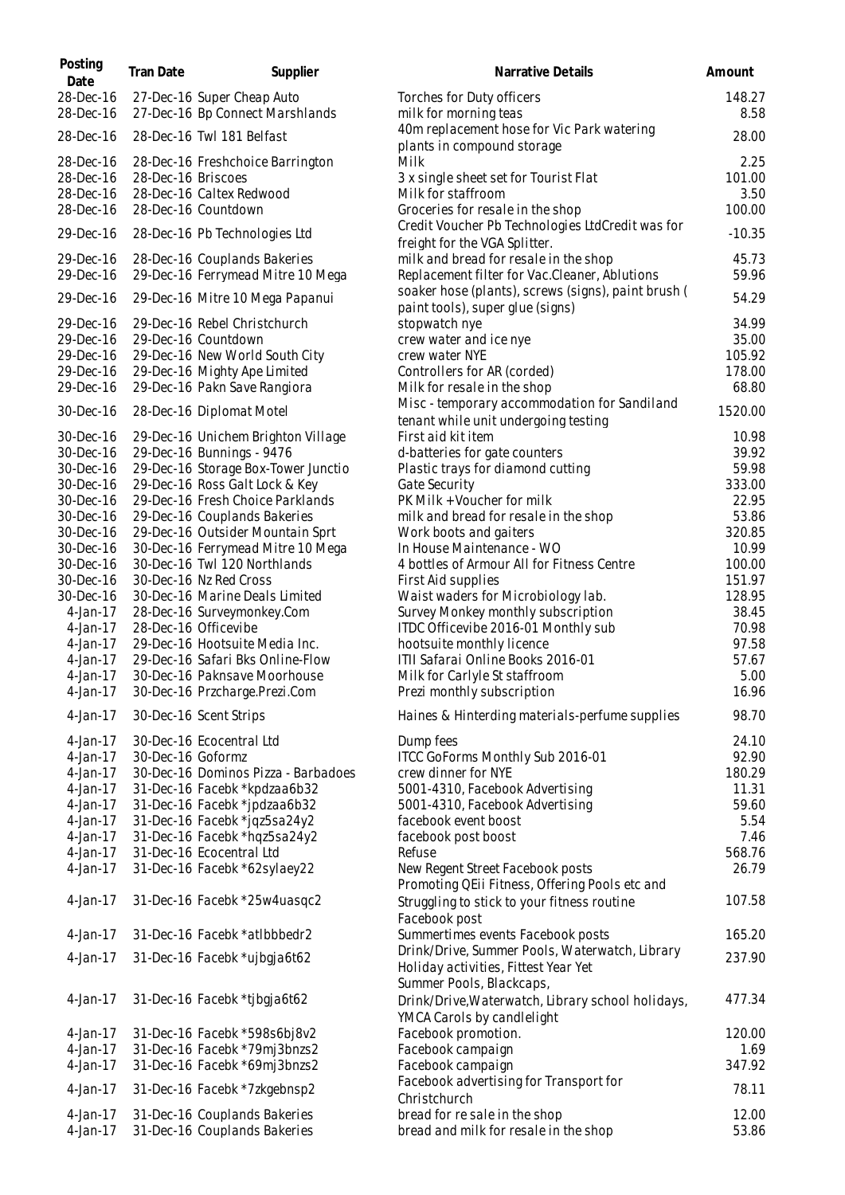| Posting Date | Tran Date | Supplier | Narrative Details | Amount |
|---|---|---|---|---|
| 28-Dec-16 | 27-Dec-16 | Super Cheap Auto | Torches for Duty officers | 148.27 |
| 28-Dec-16 | 27-Dec-16 | Bp Connect Marshlands | milk for morning teas | 8.58 |
| 28-Dec-16 | 28-Dec-16 | Twl 181 Belfast | 40m replacement hose for Vic Park watering plants in compound storage | 28.00 |
| 28-Dec-16 | 28-Dec-16 | Freshchoice Barrington | Milk | 2.25 |
| 28-Dec-16 | 28-Dec-16 | Briscoes | 3 x single sheet set for Tourist Flat | 101.00 |
| 28-Dec-16 | 28-Dec-16 | Caltex Redwood | Milk for staffroom | 3.50 |
| 28-Dec-16 | 28-Dec-16 | Countdown | Groceries for resale in the shop | 100.00 |
| 29-Dec-16 | 28-Dec-16 | Pb Technologies Ltd | Credit Voucher Pb Technologies LtdCredit was for freight for the VGA Splitter. | -10.35 |
| 29-Dec-16 | 28-Dec-16 | Couplands Bakeries | milk and bread for resale in the shop | 45.73 |
| 29-Dec-16 | 29-Dec-16 | Ferrymead Mitre 10 Mega | Replacement filter for Vac.Cleaner, Ablutions | 59.96 |
| 29-Dec-16 | 29-Dec-16 | Mitre 10 Mega Papanui | soaker hose (plants), screws (signs), paint brush ( paint tools), super glue (signs) | 54.29 |
| 29-Dec-16 | 29-Dec-16 | Rebel Christchurch | stopwatch nye | 34.99 |
| 29-Dec-16 | 29-Dec-16 | Countdown | crew water and ice nye | 35.00 |
| 29-Dec-16 | 29-Dec-16 | New World South City | crew water NYE | 105.92 |
| 29-Dec-16 | 29-Dec-16 | Mighty Ape Limited | Controllers for AR (corded) | 178.00 |
| 29-Dec-16 | 29-Dec-16 | Pakn Save Rangiora | Milk for resale in the shop | 68.80 |
| 30-Dec-16 | 28-Dec-16 | Diplomat Motel | Misc - temporary accommodation for Sandiland tenant while unit undergoing testing | 1520.00 |
| 30-Dec-16 | 29-Dec-16 | Unichem Brighton Village | First aid kit item | 10.98 |
| 30-Dec-16 | 29-Dec-16 | Bunnings - 9476 | d-batteries for gate counters | 39.92 |
| 30-Dec-16 | 29-Dec-16 | Storage Box-Tower Junctio | Plastic trays for diamond cutting | 59.98 |
| 30-Dec-16 | 29-Dec-16 | Ross Galt Lock & Key | Gate Security | 333.00 |
| 30-Dec-16 | 29-Dec-16 | Fresh Choice Parklands | PK Milk + Voucher for milk | 22.95 |
| 30-Dec-16 | 29-Dec-16 | Couplands Bakeries | milk and bread for resale in the shop | 53.86 |
| 30-Dec-16 | 29-Dec-16 | Outsider Mountain Sprt | Work boots and gaiters | 320.85 |
| 30-Dec-16 | 30-Dec-16 | Ferrymead Mitre 10 Mega | In House Maintenance - WO | 10.99 |
| 30-Dec-16 | 30-Dec-16 | Twl 120 Northlands | 4 bottles of Armour All for Fitness Centre | 100.00 |
| 30-Dec-16 | 30-Dec-16 | Nz Red Cross | First Aid supplies | 151.97 |
| 30-Dec-16 | 30-Dec-16 | Marine Deals Limited | Waist waders for Microbiology lab. | 128.95 |
| 4-Jan-17 | 28-Dec-16 | Surveymonkey.Com | Survey Monkey monthly subscription | 38.45 |
| 4-Jan-17 | 28-Dec-16 | Officevibe | ITDC Officevibe 2016-01 Monthly sub | 70.98 |
| 4-Jan-17 | 29-Dec-16 | Hootsuite Media Inc. | hootsuite monthly licence | 97.58 |
| 4-Jan-17 | 29-Dec-16 | Safari Bks Online-Flow | ITII Safarai Online Books 2016-01 | 57.67 |
| 4-Jan-17 | 30-Dec-16 | Paknsave Moorhouse | Milk for Carlyle St staffroom | 5.00 |
| 4-Jan-17 | 30-Dec-16 | Przcharge.Prezi.Com | Prezi monthly subscription | 16.96 |
| 4-Jan-17 | 30-Dec-16 | Scent Strips | Haines & Hinterding materials-perfume supplies | 98.70 |
| 4-Jan-17 | 30-Dec-16 | Ecocentral Ltd | Dump fees | 24.10 |
| 4-Jan-17 | 30-Dec-16 | Goformz | ITCC GoForms Monthly Sub 2016-01 | 92.90 |
| 4-Jan-17 | 30-Dec-16 | Dominos Pizza - Barbadoes | crew dinner for NYE | 180.29 |
| 4-Jan-17 | 31-Dec-16 | Facebk *kpdzaa6b32 | 5001-4310, Facebook Advertising | 11.31 |
| 4-Jan-17 | 31-Dec-16 | Facebk *jpdzaa6b32 | 5001-4310, Facebook Advertising | 59.60 |
| 4-Jan-17 | 31-Dec-16 | Facebk *jqz5sa24y2 | facebook event boost | 5.54 |
| 4-Jan-17 | 31-Dec-16 | Facebk *hqz5sa24y2 | facebook post boost | 7.46 |
| 4-Jan-17 | 31-Dec-16 | Ecocentral Ltd | Refuse | 568.76 |
| 4-Jan-17 | 31-Dec-16 | Facebk *62sylaey22 | New Regent Street Facebook posts | 26.79 |
| 4-Jan-17 | 31-Dec-16 | Facebk *25w4uasqc2 | Promoting QEii Fitness, Offering Pools etc and Struggling to stick to your fitness routine Facebook post | 107.58 |
| 4-Jan-17 | 31-Dec-16 | Facebk *atlbbbedr2 | Summertimes events Facebook posts | 165.20 |
| 4-Jan-17 | 31-Dec-16 | Facebk *ujbgja6t62 | Drink/Drive, Summer Pools, Waterwatch, Library Holiday activities, Fittest Year Yet | 237.90 |
| 4-Jan-17 | 31-Dec-16 | Facebk *tjbgja6t62 | Summer Pools, Blackcaps, Drink/Drive,Waterwatch, Library school holidays, YMCA Carols by candlelight | 477.34 |
| 4-Jan-17 | 31-Dec-16 | Facebk *598s6bj8v2 | Facebook promotion. | 120.00 |
| 4-Jan-17 | 31-Dec-16 | Facebk *79mj3bnzs2 | Facebook campaign | 1.69 |
| 4-Jan-17 | 31-Dec-16 | Facebk *69mj3bnzs2 | Facebook campaign | 347.92 |
| 4-Jan-17 | 31-Dec-16 | Facebk *7zkgebnsp2 | Facebook advertising for Transport for Christchurch | 78.11 |
| 4-Jan-17 | 31-Dec-16 | Couplands Bakeries | bread for re sale in the shop | 12.00 |
| 4-Jan-17 | 31-Dec-16 | Couplands Bakeries | bread and milk for resale in the shop | 53.86 |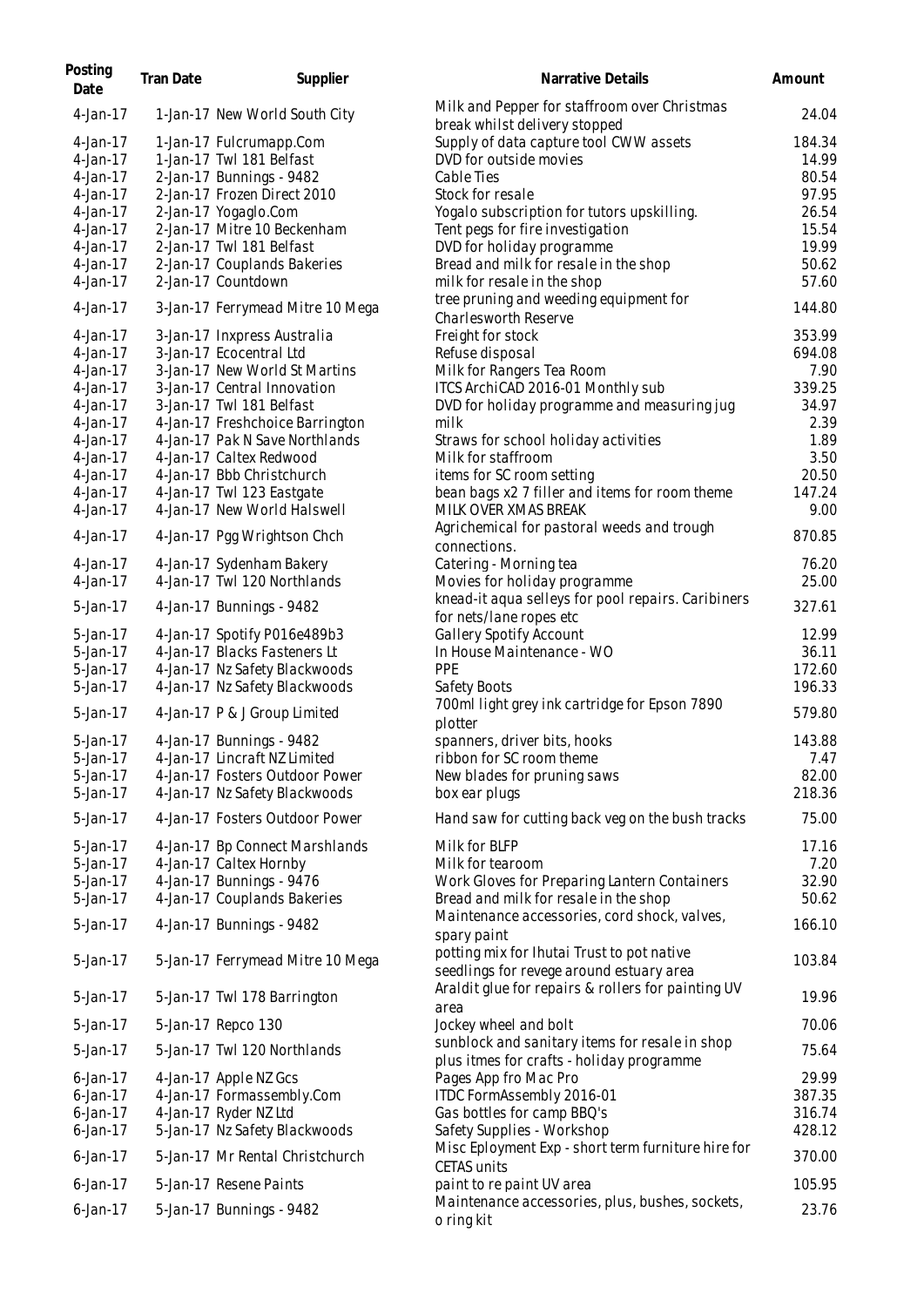| Posting Date | Tran Date | Supplier | Narrative Details | Amount |
|---|---|---|---|---|
| 4-Jan-17 | 1-Jan-17 | New World South City | Milk and Pepper for staffroom over Christmas break whilst delivery stopped | 24.04 |
| 4-Jan-17 | 1-Jan-17 | Fulcrumapp.Com | Supply of data capture tool CWW assets | 184.34 |
| 4-Jan-17 | 1-Jan-17 | Twl 181 Belfast | DVD for outside movies | 14.99 |
| 4-Jan-17 | 2-Jan-17 | Bunnings - 9482 | Cable Ties | 80.54 |
| 4-Jan-17 | 2-Jan-17 | Frozen Direct 2010 | Stock for resale | 97.95 |
| 4-Jan-17 | 2-Jan-17 | Yogaglo.Com | Yogalo subscription for tutors upskilling. | 26.54 |
| 4-Jan-17 | 2-Jan-17 | Mitre 10 Beckenham | Tent pegs for fire investigation | 15.54 |
| 4-Jan-17 | 2-Jan-17 | Twl 181 Belfast | DVD for holiday programme | 19.99 |
| 4-Jan-17 | 2-Jan-17 | Couplands Bakeries | Bread and milk for resale in the shop | 50.62 |
| 4-Jan-17 | 2-Jan-17 | Countdown | milk for resale in the shop | 57.60 |
| 4-Jan-17 | 3-Jan-17 | Ferrymead Mitre 10 Mega | tree pruning and weeding equipment for Charlesworth Reserve | 144.80 |
| 4-Jan-17 | 3-Jan-17 | Inxpress Australia | Freight for stock | 353.99 |
| 4-Jan-17 | 3-Jan-17 | Ecocentral Ltd | Refuse disposal | 694.08 |
| 4-Jan-17 | 3-Jan-17 | New World St Martins | Milk for Rangers Tea Room | 7.90 |
| 4-Jan-17 | 3-Jan-17 | Central Innovation | ITCS ArchiCAD 2016-01 Monthly sub | 339.25 |
| 4-Jan-17 | 3-Jan-17 | Twl 181 Belfast | DVD for holiday programme and measuring jug | 34.97 |
| 4-Jan-17 | 4-Jan-17 | Freshchoice Barrington | milk | 2.39 |
| 4-Jan-17 | 4-Jan-17 | Pak N Save Northlands | Straws for school holiday activities | 1.89 |
| 4-Jan-17 | 4-Jan-17 | Caltex Redwood | Milk for staffroom | 3.50 |
| 4-Jan-17 | 4-Jan-17 | Bbb Christchurch | items for SC room setting | 20.50 |
| 4-Jan-17 | 4-Jan-17 | Twl 123 Eastgate | bean bags x2 7 filler and items for room theme | 147.24 |
| 4-Jan-17 | 4-Jan-17 | New World Halswell | MILK OVER XMAS BREAK | 9.00 |
| 4-Jan-17 | 4-Jan-17 | Pgg Wrightson Chch | Agrichemical for pastoral weeds and trough connections. | 870.85 |
| 4-Jan-17 | 4-Jan-17 | Sydenham Bakery | Catering - Morning tea | 76.20 |
| 4-Jan-17 | 4-Jan-17 | Twl 120 Northlands | Movies for holiday programme | 25.00 |
| 5-Jan-17 | 4-Jan-17 | Bunnings - 9482 | knead-it aqua selleys for pool repairs. Caribiners for nets/lane ropes etc | 327.61 |
| 5-Jan-17 | 4-Jan-17 | Spotify P016e489b3 | Gallery Spotify Account | 12.99 |
| 5-Jan-17 | 4-Jan-17 | Blacks Fasteners Lt | In House Maintenance - WO | 36.11 |
| 5-Jan-17 | 4-Jan-17 | Nz Safety Blackwoods | PPE | 172.60 |
| 5-Jan-17 | 4-Jan-17 | Nz Safety Blackwoods | Safety Boots | 196.33 |
| 5-Jan-17 | 4-Jan-17 | P & J Group Limited | 700ml light grey ink cartridge for Epson 7890 plotter | 579.80 |
| 5-Jan-17 | 4-Jan-17 | Bunnings - 9482 | spanners, driver bits, hooks | 143.88 |
| 5-Jan-17 | 4-Jan-17 | Lincraft NZ Limited | ribbon for SC room theme | 7.47 |
| 5-Jan-17 | 4-Jan-17 | Fosters Outdoor Power | New blades for pruning saws | 82.00 |
| 5-Jan-17 | 4-Jan-17 | Nz Safety Blackwoods | box ear plugs | 218.36 |
| 5-Jan-17 | 4-Jan-17 | Fosters Outdoor Power | Hand saw for cutting back veg on the bush tracks | 75.00 |
| 5-Jan-17 | 4-Jan-17 | Bp Connect Marshlands | Milk for BLFP | 17.16 |
| 5-Jan-17 | 4-Jan-17 | Caltex Hornby | Milk for tearoom | 7.20 |
| 5-Jan-17 | 4-Jan-17 | Bunnings - 9476 | Work Gloves for Preparing Lantern Containers | 32.90 |
| 5-Jan-17 | 4-Jan-17 | Couplands Bakeries | Bread and milk for resale in the shop | 50.62 |
| 5-Jan-17 | 4-Jan-17 | Bunnings - 9482 | Maintenance accessories, cord shock, valves, spary paint | 166.10 |
| 5-Jan-17 | 5-Jan-17 | Ferrymead Mitre 10 Mega | potting mix for Ihutai Trust to pot native seedlings for revege around estuary area | 103.84 |
| 5-Jan-17 | 5-Jan-17 | Twl 178 Barrington | Araldit glue for repairs & rollers for painting UV area | 19.96 |
| 5-Jan-17 | 5-Jan-17 | Repco 130 | Jockey wheel and bolt | 70.06 |
| 5-Jan-17 | 5-Jan-17 | Twl 120 Northlands | sunblock and sanitary items for resale in shop plus itmes for crafts - holiday programme | 75.64 |
| 6-Jan-17 | 4-Jan-17 | Apple NZ Gcs | Pages App fro Mac Pro | 29.99 |
| 6-Jan-17 | 4-Jan-17 | Formassembly.Com | ITDC FormAssembly 2016-01 | 387.35 |
| 6-Jan-17 | 4-Jan-17 | Ryder NZ Ltd | Gas bottles for camp BBQ's | 316.74 |
| 6-Jan-17 | 5-Jan-17 | Nz Safety Blackwoods | Safety Supplies - Workshop | 428.12 |
| 6-Jan-17 | 5-Jan-17 | Mr Rental Christchurch | Misc Eployment Exp - short term furniture hire for CETAS units | 370.00 |
| 6-Jan-17 | 5-Jan-17 | Resene Paints | paint to re paint UV area | 105.95 |
| 6-Jan-17 | 5-Jan-17 | Bunnings - 9482 | Maintenance accessories, plus, bushes, sockets, o ring kit | 23.76 |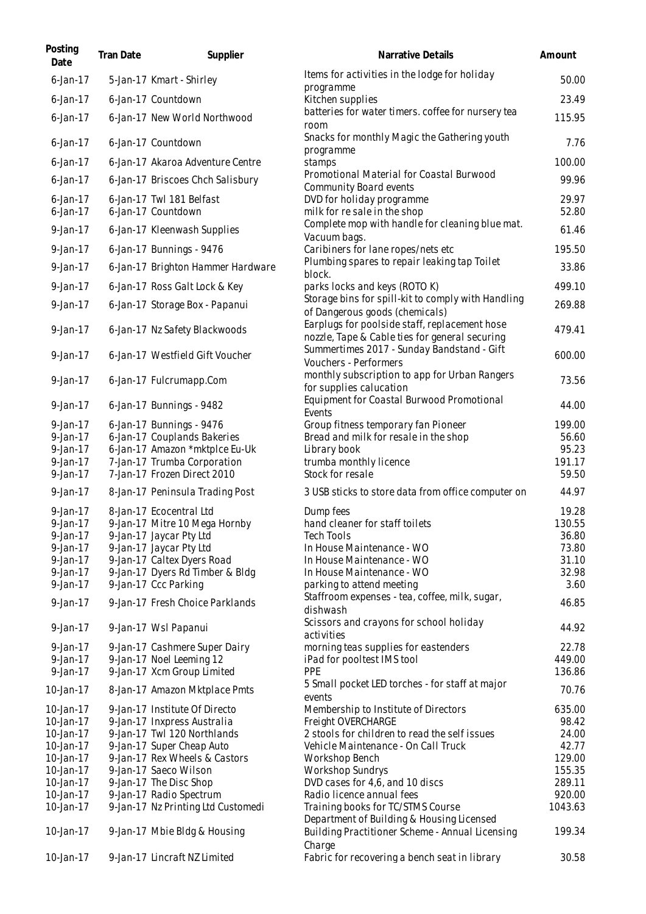| Posting Date | Tran Date | Supplier | Narrative Details | Amount |
| --- | --- | --- | --- | --- |
| 6-Jan-17 | 5-Jan-17 | Kmart - Shirley | Items for activities in the lodge for holiday programme | 50.00 |
| 6-Jan-17 | 6-Jan-17 | Countdown | Kitchen supplies | 23.49 |
| 6-Jan-17 | 6-Jan-17 | New World Northwood | batteries for water timers. coffee for nursery tea room | 115.95 |
| 6-Jan-17 | 6-Jan-17 | Countdown | Snacks for monthly Magic the Gathering youth programme | 7.76 |
| 6-Jan-17 | 6-Jan-17 | Akaroa Adventure Centre | stamps | 100.00 |
| 6-Jan-17 | 6-Jan-17 | Briscoes Chch Salisbury | Promotional Material for Coastal Burwood Community Board events | 99.96 |
| 6-Jan-17 | 6-Jan-17 | Twl 181 Belfast | DVD for holiday programme | 29.97 |
| 6-Jan-17 | 6-Jan-17 | Countdown | milk for re sale in the shop | 52.80 |
| 9-Jan-17 | 6-Jan-17 | Kleenwash Supplies | Complete mop with handle for cleaning blue mat. Vacuum bags. | 61.46 |
| 9-Jan-17 | 6-Jan-17 | Bunnings - 9476 | Caribiners for lane ropes/nets etc | 195.50 |
| 9-Jan-17 | 6-Jan-17 | Brighton Hammer Hardware | Plumbing spares to repair leaking tap Toilet block. | 33.86 |
| 9-Jan-17 | 6-Jan-17 | Ross Galt Lock & Key | parks locks and keys (ROTO K) | 499.10 |
| 9-Jan-17 | 6-Jan-17 | Storage Box - Papanui | Storage bins for spill-kit to comply with Handling of Dangerous goods (chemicals) | 269.88 |
| 9-Jan-17 | 6-Jan-17 | Nz Safety Blackwoods | Earplugs for poolside staff, replacement hose nozzle, Tape & Cable ties for general securing | 479.41 |
| 9-Jan-17 | 6-Jan-17 | Westfield Gift Voucher | Summertimes 2017 - Sunday Bandstand - Gift Vouchers - Performers | 600.00 |
| 9-Jan-17 | 6-Jan-17 | Fulcrumapp.Com | monthly subscription to app for Urban Rangers for supplies calucation | 73.56 |
| 9-Jan-17 | 6-Jan-17 | Bunnings - 9482 | Equipment for Coastal Burwood Promotional Events | 44.00 |
| 9-Jan-17 | 6-Jan-17 | Bunnings - 9476 | Group fitness temporary fan Pioneer | 199.00 |
| 9-Jan-17 | 6-Jan-17 | Couplands Bakeries | Bread and milk for resale in the shop | 56.60 |
| 9-Jan-17 | 6-Jan-17 | Amazon *mktplce Eu-Uk | Library book | 95.23 |
| 9-Jan-17 | 7-Jan-17 | Trumba Corporation | trumba monthly licence | 191.17 |
| 9-Jan-17 | 7-Jan-17 | Frozen Direct 2010 | Stock for resale | 59.50 |
| 9-Jan-17 | 8-Jan-17 | Peninsula Trading Post | 3 USB sticks to store data from office computer on | 44.97 |
| 9-Jan-17 | 8-Jan-17 | Ecocentral Ltd | Dump fees | 19.28 |
| 9-Jan-17 | 9-Jan-17 | Mitre 10 Mega Hornby | hand cleaner for staff toilets | 130.55 |
| 9-Jan-17 | 9-Jan-17 | Jaycar Pty Ltd | Tech Tools | 36.80 |
| 9-Jan-17 | 9-Jan-17 | Jaycar Pty Ltd | In House Maintenance - WO | 73.80 |
| 9-Jan-17 | 9-Jan-17 | Caltex Dyers Road | In House Maintenance - WO | 31.10 |
| 9-Jan-17 | 9-Jan-17 | Dyers Rd Timber & Bldg | In House Maintenance - WO | 32.98 |
| 9-Jan-17 | 9-Jan-17 | Ccc Parking | parking to attend meeting | 3.60 |
| 9-Jan-17 | 9-Jan-17 | Fresh Choice Parklands | Staffroom expenses - tea, coffee, milk, sugar, dishwash | 46.85 |
| 9-Jan-17 | 9-Jan-17 | Wsl Papanui | Scissors and crayons for school holiday activities | 44.92 |
| 9-Jan-17 | 9-Jan-17 | Cashmere Super Dairy | morning teas supplies for eastenders | 22.78 |
| 9-Jan-17 | 9-Jan-17 | Noel Leeming 12 | iPad for pooltest IMS tool | 449.00 |
| 9-Jan-17 | 9-Jan-17 | Xcm Group Limited | PPE | 136.86 |
| 10-Jan-17 | 8-Jan-17 | Amazon Mktplace Pmts | 5 Small pocket LED torches - for staff at major events | 70.76 |
| 10-Jan-17 | 9-Jan-17 | Institute Of Directo | Membership to Institute of Directors | 635.00 |
| 10-Jan-17 | 9-Jan-17 | Inxpress Australia | Freight OVERCHARGE | 98.42 |
| 10-Jan-17 | 9-Jan-17 | Twl 120 Northlands | 2 stools for children to read the self issues | 24.00 |
| 10-Jan-17 | 9-Jan-17 | Super Cheap Auto | Vehicle Maintenance - On Call Truck | 42.77 |
| 10-Jan-17 | 9-Jan-17 | Rex Wheels & Castors | Workshop Bench | 129.00 |
| 10-Jan-17 | 9-Jan-17 | Saeco Wilson | Workshop Sundrys | 155.35 |
| 10-Jan-17 | 9-Jan-17 | The Disc Shop | DVD cases for 4,6, and 10 discs | 289.11 |
| 10-Jan-17 | 9-Jan-17 | Radio Spectrum | Radio licence annual fees | 920.00 |
| 10-Jan-17 | 9-Jan-17 | Nz Printing Ltd Customedi | Training books for TC/STMS Course | 1043.63 |
| 10-Jan-17 | 9-Jan-17 | Mbie Bldg & Housing | Department of Building & Housing Licensed Building Practitioner Scheme - Annual Licensing Charge | 199.34 |
| 10-Jan-17 | 9-Jan-17 | Lincraft NZ Limited | Fabric for recovering a bench seat in library | 30.58 |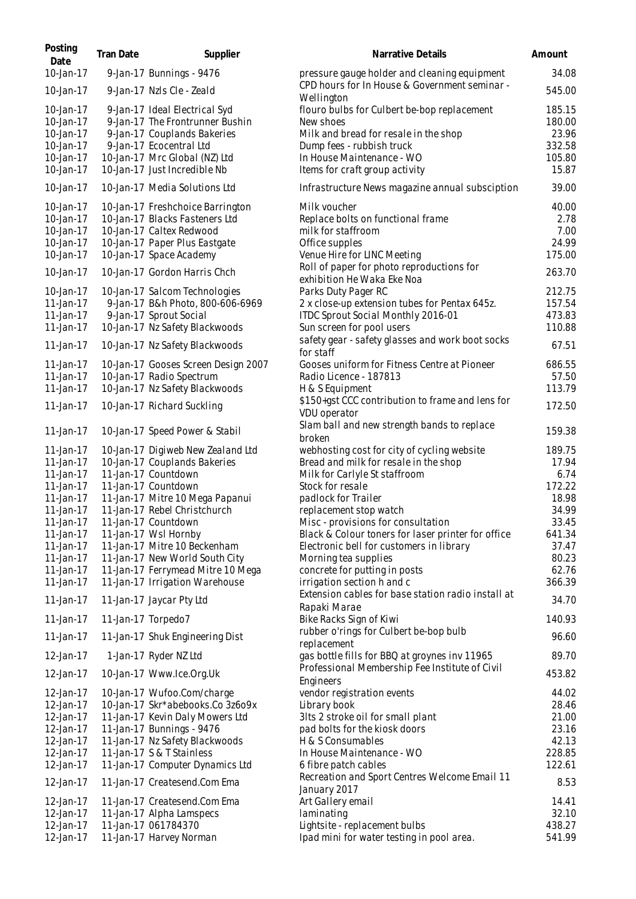| Posting Date | Tran Date | Supplier | Narrative Details | Amount |
| --- | --- | --- | --- | --- |
| 10-Jan-17 | 9-Jan-17 | Bunnings - 9476 | pressure gauge holder and cleaning equipment | 34.08 |
| 10-Jan-17 | 9-Jan-17 | Nzls Cle - Zeald | CPD hours for In House & Government seminar - Wellington | 545.00 |
| 10-Jan-17 | 9-Jan-17 | Ideal Electrical Syd | flouro bulbs for Culbert be-bop replacement | 185.15 |
| 10-Jan-17 | 9-Jan-17 | The Frontrunner Bushin | New shoes | 180.00 |
| 10-Jan-17 | 9-Jan-17 | Couplands Bakeries | Milk and bread for resale in the shop | 23.96 |
| 10-Jan-17 | 9-Jan-17 | Ecocentral Ltd | Dump fees - rubbish truck | 332.58 |
| 10-Jan-17 | 10-Jan-17 | Mrc Global (NZ) Ltd | In House Maintenance - WO | 105.80 |
| 10-Jan-17 | 10-Jan-17 | Just Incredible Nb | Items for craft group activity | 15.87 |
| 10-Jan-17 | 10-Jan-17 | Media Solutions Ltd | Infrastructure News magazine annual subsciption | 39.00 |
| 10-Jan-17 | 10-Jan-17 | Freshchoice Barrington | Milk voucher | 40.00 |
| 10-Jan-17 | 10-Jan-17 | Blacks Fasteners Ltd | Replace bolts on functional frame | 2.78 |
| 10-Jan-17 | 10-Jan-17 | Caltex Redwood | milk for staffroom | 7.00 |
| 10-Jan-17 | 10-Jan-17 | Paper Plus Eastgate | Office supples | 24.99 |
| 10-Jan-17 | 10-Jan-17 | Space Academy | Venue Hire for LINC Meeting | 175.00 |
| 10-Jan-17 | 10-Jan-17 | Gordon Harris Chch | Roll of paper for photo reproductions for exhibition He Waka Eke Noa | 263.70 |
| 10-Jan-17 | 10-Jan-17 | Salcom Technologies | Parks Duty Pager RC | 212.75 |
| 11-Jan-17 | 9-Jan-17 | B&h Photo, 800-606-6969 | 2 x close-up extension tubes for Pentax 645z. | 157.54 |
| 11-Jan-17 | 9-Jan-17 | Sprout Social | ITDC Sprout Social Monthly 2016-01 | 473.83 |
| 11-Jan-17 | 10-Jan-17 | Nz Safety Blackwoods | Sun screen for pool users | 110.88 |
| 11-Jan-17 | 10-Jan-17 | Nz Safety Blackwoods | safety gear - safety glasses and work boot socks for staff | 67.51 |
| 11-Jan-17 | 10-Jan-17 | Gooses Screen Design 2007 | Gooses uniform for Fitness Centre at Pioneer | 686.55 |
| 11-Jan-17 | 10-Jan-17 | Radio Spectrum | Radio Licence - 187813 | 57.50 |
| 11-Jan-17 | 10-Jan-17 | Nz Safety Blackwoods | H & S Equipment | 113.79 |
| 11-Jan-17 | 10-Jan-17 | Richard Suckling | $150+gst CCC contribution to frame and lens for VDU operator | 172.50 |
| 11-Jan-17 | 10-Jan-17 | Speed Power & Stabil | Slam ball and new strength bands to replace broken | 159.38 |
| 11-Jan-17 | 10-Jan-17 | Digiweb New Zealand Ltd | webhosting cost for city of cycling website | 189.75 |
| 11-Jan-17 | 10-Jan-17 | Couplands Bakeries | Bread and milk for resale in the shop | 17.94 |
| 11-Jan-17 | 11-Jan-17 | Countdown | Milk for Carlyle St staffroom | 6.74 |
| 11-Jan-17 | 11-Jan-17 | Countdown | Stock for resale | 172.22 |
| 11-Jan-17 | 11-Jan-17 | Mitre 10 Mega Papanui | padlock for Trailer | 18.98 |
| 11-Jan-17 | 11-Jan-17 | Rebel Christchurch | replacement stop watch | 34.99 |
| 11-Jan-17 | 11-Jan-17 | Countdown | Misc - provisions for consultation | 33.45 |
| 11-Jan-17 | 11-Jan-17 | Wsl Hornby | Black & Colour toners for laser printer for office | 641.34 |
| 11-Jan-17 | 11-Jan-17 | Mitre 10 Beckenham | Electronic bell for customers in library | 37.47 |
| 11-Jan-17 | 11-Jan-17 | New World South City | Morning tea supplies | 80.23 |
| 11-Jan-17 | 11-Jan-17 | Ferrymead Mitre 10 Mega | concrete for putting in posts | 62.76 |
| 11-Jan-17 | 11-Jan-17 | Irrigation Warehouse | irrigation section h and c | 366.39 |
| 11-Jan-17 | 11-Jan-17 | Jaycar Pty Ltd | Extension cables for base station radio install at Rapaki Marae | 34.70 |
| 11-Jan-17 | 11-Jan-17 | Torpedo7 | Bike Racks Sign of Kiwi | 140.93 |
| 11-Jan-17 | 11-Jan-17 | Shuk Engineering Dist | rubber o'rings for Culbert be-bop bulb replacement | 96.60 |
| 12-Jan-17 | 1-Jan-17 | Ryder NZ Ltd | gas bottle fills for BBQ at groynes inv 11965 | 89.70 |
| 12-Jan-17 | 10-Jan-17 | Www.Ice.Org.Uk | Professional Membership Fee Institute of Civil Engineers | 453.82 |
| 12-Jan-17 | 10-Jan-17 | Wufoo.Com/charge | vendor registration events | 44.02 |
| 12-Jan-17 | 10-Jan-17 | Skr*abebooks.Co 3z6o9x | Library book | 28.46 |
| 12-Jan-17 | 11-Jan-17 | Kevin Daly Mowers Ltd | 3lts 2 stroke oil for small plant | 21.00 |
| 12-Jan-17 | 11-Jan-17 | Bunnings - 9476 | pad bolts for the kiosk doors | 23.16 |
| 12-Jan-17 | 11-Jan-17 | Nz Safety Blackwoods | H & S Consumables | 42.13 |
| 12-Jan-17 | 11-Jan-17 | S & T Stainless | In House Maintenance - WO | 228.85 |
| 12-Jan-17 | 11-Jan-17 | Computer Dynamics Ltd | 6 fibre patch cables | 122.61 |
| 12-Jan-17 | 11-Jan-17 | Createsend.Com Ema | Recreation and Sport Centres Welcome Email 11 January 2017 | 8.53 |
| 12-Jan-17 | 11-Jan-17 | Createsend.Com Ema | Art Gallery email | 14.41 |
| 12-Jan-17 | 11-Jan-17 | Alpha Lamspecs | laminating | 32.10 |
| 12-Jan-17 | 11-Jan-17 | 061784370 | Lightsite - replacement bulbs | 438.27 |
| 12-Jan-17 | 11-Jan-17 | Harvey Norman | Ipad mini for water testing in pool area. | 541.99 |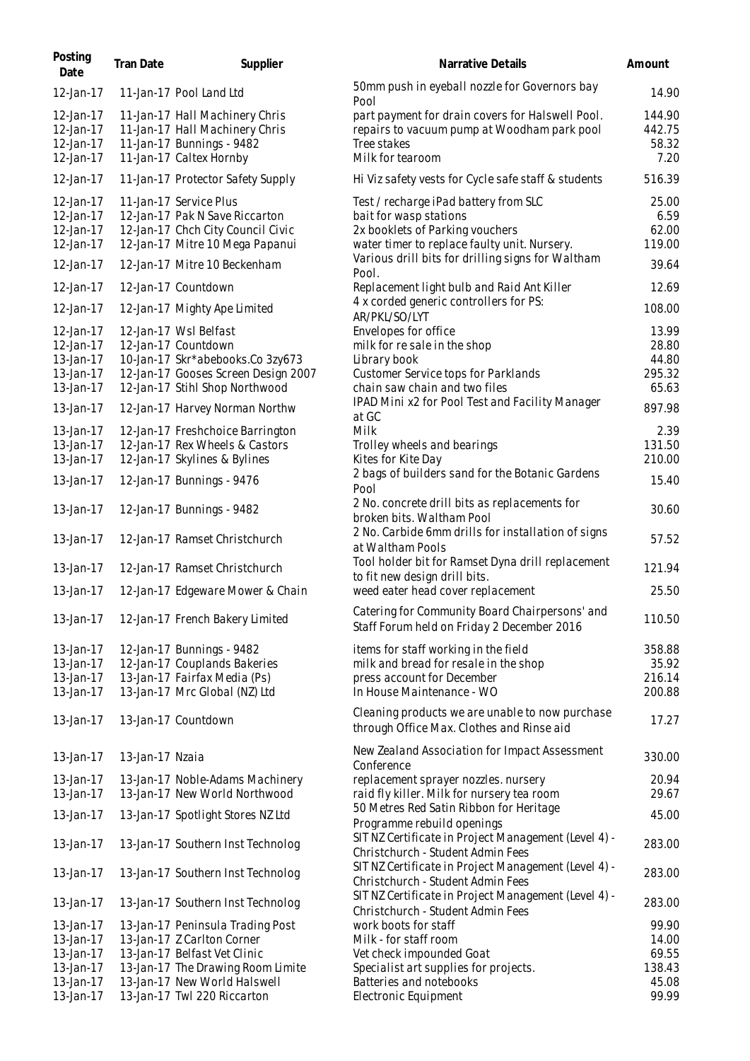| Posting Date | Tran Date | Supplier | Narrative Details | Amount |
|---|---|---|---|---|
| 12-Jan-17 | 11-Jan-17 | Pool Land Ltd | 50mm push in eyeball nozzle for Governors bay Pool | 14.90 |
| 12-Jan-17 | 11-Jan-17 | Hall Machinery Chris | part payment for drain covers for Halswell Pool. | 144.90 |
| 12-Jan-17 | 11-Jan-17 | Hall Machinery Chris | repairs to vacuum pump at Woodham park pool | 442.75 |
| 12-Jan-17 | 11-Jan-17 | Bunnings - 9482 | Tree stakes | 58.32 |
| 12-Jan-17 | 11-Jan-17 | Caltex Hornby | Milk for tearoom | 7.20 |
| 12-Jan-17 | 11-Jan-17 | Protector Safety Supply | Hi Viz safety vests for Cycle safe staff & students | 516.39 |
| 12-Jan-17 | 11-Jan-17 | Service Plus | Test / recharge iPad battery from SLC | 25.00 |
| 12-Jan-17 | 12-Jan-17 | Pak N Save Riccarton | bait for wasp stations | 6.59 |
| 12-Jan-17 | 12-Jan-17 | Chch City Council Civic | 2x booklets of Parking vouchers | 62.00 |
| 12-Jan-17 | 12-Jan-17 | Mitre 10 Mega Papanui | water timer to replace faulty unit. Nursery. | 119.00 |
| 12-Jan-17 | 12-Jan-17 | Mitre 10 Beckenham | Various drill bits for drilling signs for Waltham Pool. | 39.64 |
| 12-Jan-17 | 12-Jan-17 | Countdown | Replacement light bulb and Raid Ant Killer | 12.69 |
| 12-Jan-17 | 12-Jan-17 | Mighty Ape Limited | 4 x corded generic controllers for PS: AR/PKL/SO/LYT | 108.00 |
| 12-Jan-17 | 12-Jan-17 | Wsl Belfast | Envelopes for office | 13.99 |
| 12-Jan-17 | 12-Jan-17 | Countdown | milk for re sale in the shop | 28.80 |
| 13-Jan-17 | 10-Jan-17 | Skr*abebooks.Co 3zy673 | Library book | 44.80 |
| 13-Jan-17 | 12-Jan-17 | Gooses Screen Design 2007 | Customer Service tops for Parklands | 295.32 |
| 13-Jan-17 | 12-Jan-17 | Stihl Shop Northwood | chain saw chain and two files | 65.63 |
| 13-Jan-17 | 12-Jan-17 | Harvey Norman Northw | IPAD Mini x2 for Pool Test and Facility Manager at GC | 897.98 |
| 13-Jan-17 | 12-Jan-17 | Freshchoice Barrington | Milk | 2.39 |
| 13-Jan-17 | 12-Jan-17 | Rex Wheels & Castors | Trolley wheels and bearings | 131.50 |
| 13-Jan-17 | 12-Jan-17 | Skylines & Bylines | Kites for Kite Day | 210.00 |
| 13-Jan-17 | 12-Jan-17 | Bunnings - 9476 | 2 bags of builders sand for the Botanic Gardens Pool | 15.40 |
| 13-Jan-17 | 12-Jan-17 | Bunnings - 9482 | 2 No. concrete drill bits as replacements for broken bits. Waltham Pool | 30.60 |
| 13-Jan-17 | 12-Jan-17 | Ramset Christchurch | 2 No. Carbide 6mm drills for installation of signs at Waltham Pools | 57.52 |
| 13-Jan-17 | 12-Jan-17 | Ramset Christchurch | Tool holder bit for Ramset Dyna drill replacement to fit new design drill bits. | 121.94 |
| 13-Jan-17 | 12-Jan-17 | Edgeware Mower & Chain | weed eater head cover replacement | 25.50 |
| 13-Jan-17 | 12-Jan-17 | French Bakery Limited | Catering for Community Board Chairpersons' and Staff Forum held on Friday 2 December 2016 | 110.50 |
| 13-Jan-17 | 12-Jan-17 | Bunnings - 9482 | items for staff working in the field | 358.88 |
| 13-Jan-17 | 12-Jan-17 | Couplands Bakeries | milk and bread for resale in the shop | 35.92 |
| 13-Jan-17 | 13-Jan-17 | Fairfax Media (Ps) | press account for December | 216.14 |
| 13-Jan-17 | 13-Jan-17 | Mrc Global (NZ) Ltd | In House Maintenance - WO | 200.88 |
| 13-Jan-17 | 13-Jan-17 | Countdown | Cleaning products we are unable to now purchase through Office Max. Clothes and Rinse aid | 17.27 |
| 13-Jan-17 | 13-Jan-17 | Nzaia | New Zealand Association for Impact Assessment Conference | 330.00 |
| 13-Jan-17 | 13-Jan-17 | Noble-Adams Machinery | replacement sprayer nozzles. nursery | 20.94 |
| 13-Jan-17 | 13-Jan-17 | New World Northwood | raid fly killer. Milk for nursery tea room | 29.67 |
| 13-Jan-17 | 13-Jan-17 | Spotlight Stores NZ Ltd | 50 Metres Red Satin Ribbon for Heritage Programme rebuild openings | 45.00 |
| 13-Jan-17 | 13-Jan-17 | Southern Inst Technolog | SIT NZ Certificate in Project Management (Level 4) - Christchurch - Student Admin Fees | 283.00 |
| 13-Jan-17 | 13-Jan-17 | Southern Inst Technolog | SIT NZ Certificate in Project Management (Level 4) - Christchurch - Student Admin Fees | 283.00 |
| 13-Jan-17 | 13-Jan-17 | Southern Inst Technolog | SIT NZ Certificate in Project Management (Level 4) - Christchurch - Student Admin Fees | 283.00 |
| 13-Jan-17 | 13-Jan-17 | Peninsula Trading Post | work boots for staff | 99.90 |
| 13-Jan-17 | 13-Jan-17 | Z Carlton Corner | Milk - for staff room | 14.00 |
| 13-Jan-17 | 13-Jan-17 | Belfast Vet Clinic | Vet check impounded Goat | 69.55 |
| 13-Jan-17 | 13-Jan-17 | The Drawing Room Limite | Specialist art supplies for projects. | 138.43 |
| 13-Jan-17 | 13-Jan-17 | New World Halswell | Batteries and notebooks | 45.08 |
| 13-Jan-17 | 13-Jan-17 | Twl 220 Riccarton | Electronic Equipment | 99.99 |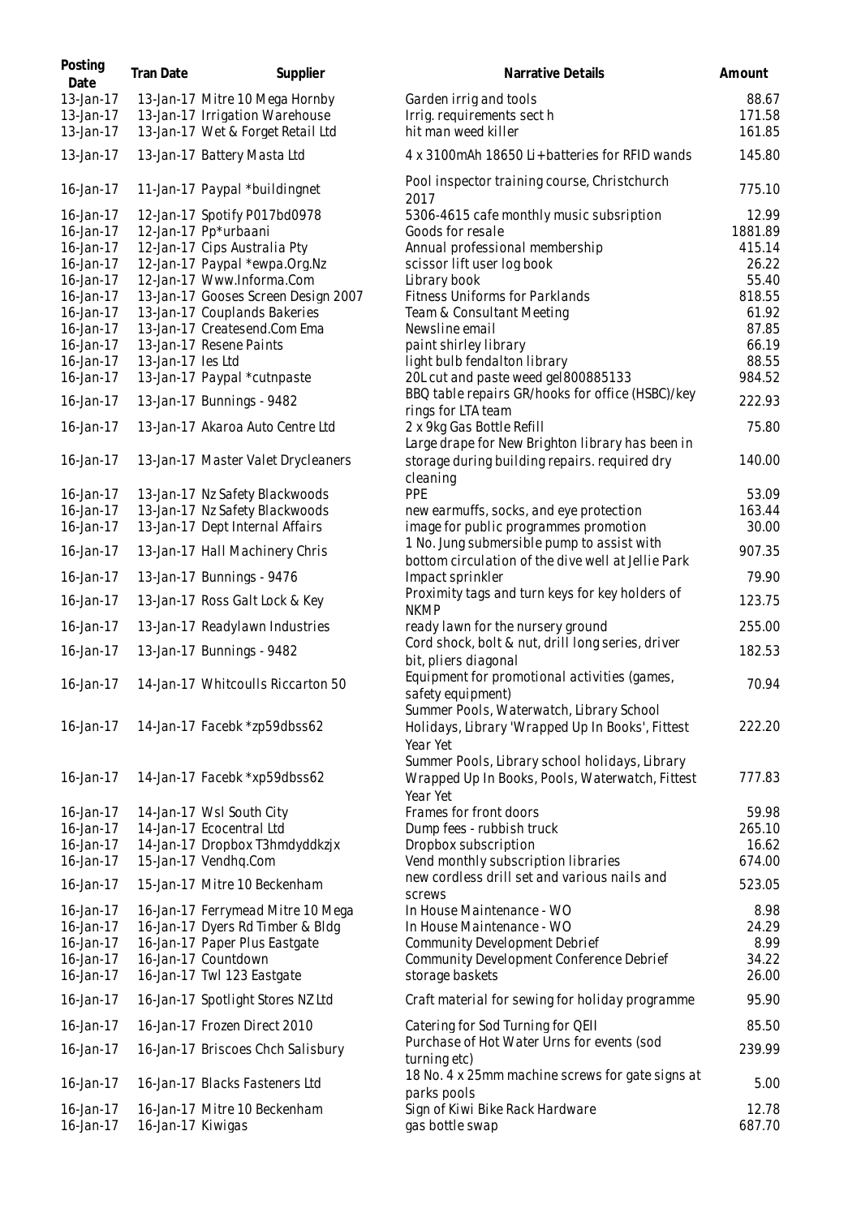| Posting Date | Tran Date | Supplier | Narrative Details | Amount |
|---|---|---|---|---|
| 13-Jan-17 | 13-Jan-17 | Mitre 10 Mega Hornby | Garden irrig and tools | 88.67 |
| 13-Jan-17 | 13-Jan-17 | Irrigation Warehouse | Irrig. requirements sect h | 171.58 |
| 13-Jan-17 | 13-Jan-17 | Wet & Forget Retail Ltd | hit man weed killer | 161.85 |
| 13-Jan-17 | 13-Jan-17 | Battery Masta Ltd | 4 x 3100mAh 18650 Li+batteries for RFID wands | 145.80 |
| 16-Jan-17 | 11-Jan-17 | Paypal *buildingnet | Pool inspector training course, Christchurch 2017 | 775.10 |
| 16-Jan-17 | 12-Jan-17 | Spotify P017bd0978 | 5306-4615 cafe monthly music subsription | 12.99 |
| 16-Jan-17 | 12-Jan-17 | Pp*urbaani | Goods for resale | 1881.89 |
| 16-Jan-17 | 12-Jan-17 | Cips Australia Pty | Annual professional membership | 415.14 |
| 16-Jan-17 | 12-Jan-17 | Paypal *ewpa.Org.Nz | scissor lift user log book | 26.22 |
| 16-Jan-17 | 12-Jan-17 | Www.Informa.Com | Library book | 55.40 |
| 16-Jan-17 | 13-Jan-17 | Gooses Screen Design 2007 | Fitness Uniforms for Parklands | 818.55 |
| 16-Jan-17 | 13-Jan-17 | Couplands Bakeries | Team & Consultant Meeting | 61.92 |
| 16-Jan-17 | 13-Jan-17 | Createsend.Com Ema | Newsline email | 87.85 |
| 16-Jan-17 | 13-Jan-17 | Resene Paints | paint shirley library | 66.19 |
| 16-Jan-17 | 13-Jan-17 | Ies Ltd | light bulb fendalton library | 88.55 |
| 16-Jan-17 | 13-Jan-17 | Paypal *cutnpaste | 20L cut and paste weed gel800885133 | 984.52 |
| 16-Jan-17 | 13-Jan-17 | Bunnings - 9482 | BBQ table repairs GR/hooks for office (HSBC)/key rings for LTA team | 222.93 |
| 16-Jan-17 | 13-Jan-17 | Akaroa Auto Centre Ltd | 2 x 9kg Gas Bottle Refill | 75.80 |
| 16-Jan-17 | 13-Jan-17 | Master Valet Drycleaners | Large drape for New Brighton library has been in storage during building repairs. required dry cleaning | 140.00 |
| 16-Jan-17 | 13-Jan-17 | Nz Safety Blackwoods | PPE | 53.09 |
| 16-Jan-17 | 13-Jan-17 | Nz Safety Blackwoods | new earmuffs, socks, and eye protection | 163.44 |
| 16-Jan-17 | 13-Jan-17 | Dept Internal Affairs | image for public programmes promotion | 30.00 |
| 16-Jan-17 | 13-Jan-17 | Hall Machinery Chris | 1 No. Jung submersible pump to assist with bottom circulation of the dive well at Jellie Park | 907.35 |
| 16-Jan-17 | 13-Jan-17 | Bunnings - 9476 | Impact sprinkler | 79.90 |
| 16-Jan-17 | 13-Jan-17 | Ross Galt Lock & Key | Proximity tags and turn keys for key holders of NKMP | 123.75 |
| 16-Jan-17 | 13-Jan-17 | Readylawn Industries | ready lawn for the nursery ground | 255.00 |
| 16-Jan-17 | 13-Jan-17 | Bunnings - 9482 | Cord shock, bolt & nut, drill long series, driver bit, pliers diagonal | 182.53 |
| 16-Jan-17 | 14-Jan-17 | Whitcoulls Riccarton 50 | Equipment for promotional activities (games, safety equipment) | 70.94 |
| 16-Jan-17 | 14-Jan-17 | Facebk *zp59dbss62 | Summer Pools, Waterwatch, Library School Holidays, Library 'Wrapped Up In Books', Fittest Year Yet | 222.20 |
| 16-Jan-17 | 14-Jan-17 | Facebk *xp59dbss62 | Summer Pools, Library school holidays, Library Wrapped Up In Books, Pools, Waterwatch, Fittest Year Yet | 777.83 |
| 16-Jan-17 | 14-Jan-17 | Wsl South City | Frames for front doors | 59.98 |
| 16-Jan-17 | 14-Jan-17 | Ecocentral Ltd | Dump fees - rubbish truck | 265.10 |
| 16-Jan-17 | 14-Jan-17 | Dropbox T3hmdyddkzjx | Dropbox subscription | 16.62 |
| 16-Jan-17 | 15-Jan-17 | Vendhq.Com | Vend monthly subscription libraries | 674.00 |
| 16-Jan-17 | 15-Jan-17 | Mitre 10 Beckenham | new cordless drill set and various nails and screws | 523.05 |
| 16-Jan-17 | 16-Jan-17 | Ferrymead Mitre 10 Mega | In House Maintenance - WO | 8.98 |
| 16-Jan-17 | 16-Jan-17 | Dyers Rd Timber & Bldg | In House Maintenance - WO | 24.29 |
| 16-Jan-17 | 16-Jan-17 | Paper Plus Eastgate | Community Development Debrief | 8.99 |
| 16-Jan-17 | 16-Jan-17 | Countdown | Community Development Conference Debrief | 34.22 |
| 16-Jan-17 | 16-Jan-17 | Twl 123 Eastgate | storage baskets | 26.00 |
| 16-Jan-17 | 16-Jan-17 | Spotlight Stores NZ Ltd | Craft material for sewing for holiday programme | 95.90 |
| 16-Jan-17 | 16-Jan-17 | Frozen Direct 2010 | Catering for Sod Turning for QEII | 85.50 |
| 16-Jan-17 | 16-Jan-17 | Briscoes Chch Salisbury | Purchase of Hot Water Urns for events (sod turning etc) | 239.99 |
| 16-Jan-17 | 16-Jan-17 | Blacks Fasteners Ltd | 18 No. 4 x 25mm machine screws for gate signs at parks pools | 5.00 |
| 16-Jan-17 | 16-Jan-17 | Mitre 10 Beckenham | Sign of Kiwi Bike Rack Hardware | 12.78 |
| 16-Jan-17 | 16-Jan-17 | Kiwigas | gas bottle swap | 687.70 |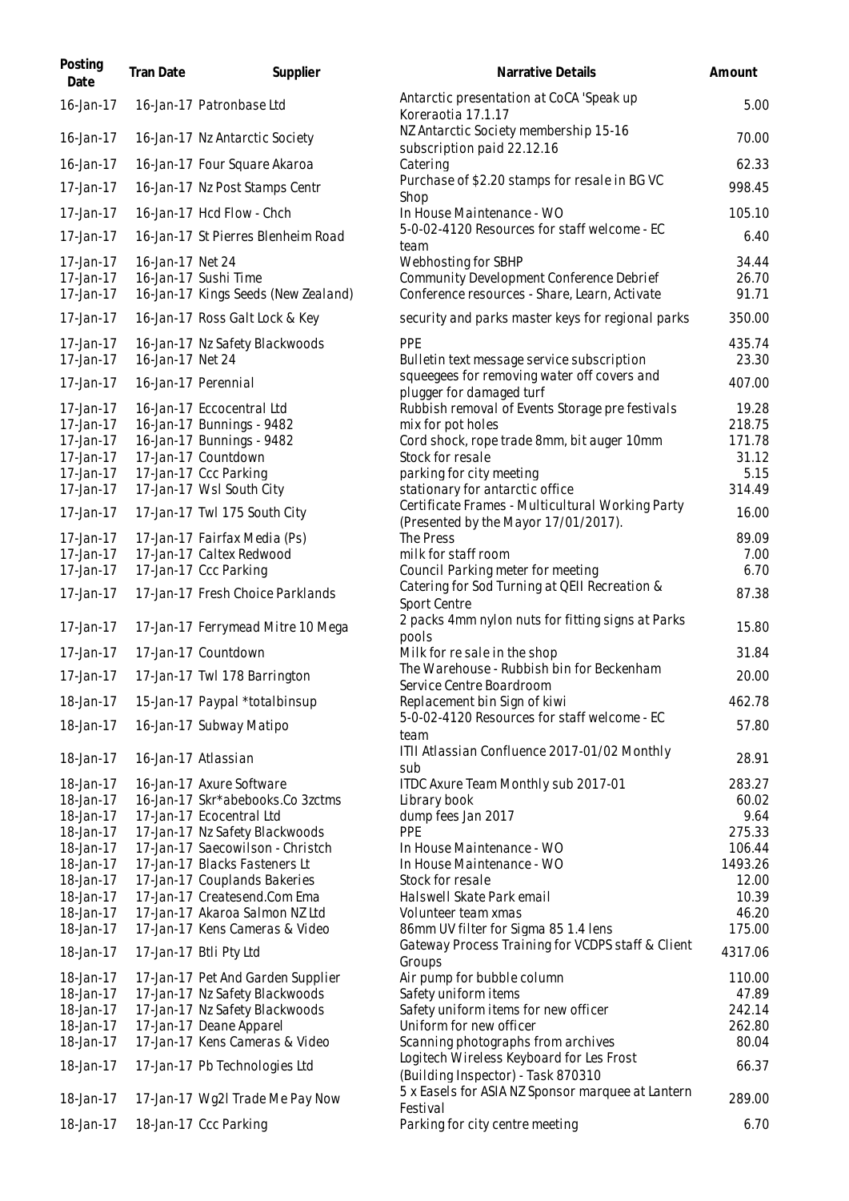| Posting Date | Tran Date | Supplier | Narrative Details | Amount |
|---|---|---|---|---|
| 16-Jan-17 | 16-Jan-17 | Patronbase Ltd | Antarctic presentation at CoCA 'Speak up Koreraotia 17.1.17 | 5.00 |
| 16-Jan-17 | 16-Jan-17 | Nz Antarctic Society | NZ Antarctic Society membership 15-16 subscription paid 22.12.16 | 70.00 |
| 16-Jan-17 | 16-Jan-17 | Four Square Akaroa | Catering | 62.33 |
| 17-Jan-17 | 16-Jan-17 | Nz Post Stamps Centr | Purchase of $2.20 stamps for resale in BG VC Shop | 998.45 |
| 17-Jan-17 | 16-Jan-17 | Hcd Flow - Chch | In House Maintenance - WO | 105.10 |
| 17-Jan-17 | 16-Jan-17 | St Pierres Blenheim Road | 5-0-02-4120 Resources for staff welcome - EC team | 6.40 |
| 17-Jan-17 | 16-Jan-17 | Net 24 | Webhosting for SBHP | 34.44 |
| 17-Jan-17 | 16-Jan-17 | Sushi Time | Community Development Conference Debrief | 26.70 |
| 17-Jan-17 | 16-Jan-17 | Kings Seeds (New Zealand) | Conference resources - Share, Learn, Activate | 91.71 |
| 17-Jan-17 | 16-Jan-17 | Ross Galt Lock & Key | security and parks master keys for regional parks | 350.00 |
| 17-Jan-17 | 16-Jan-17 | Nz Safety Blackwoods | PPE | 435.74 |
| 17-Jan-17 | 16-Jan-17 | Net 24 | Bulletin text message service subscription | 23.30 |
| 17-Jan-17 | 16-Jan-17 | Perennial | squeegees for removing water off covers and plugger for damaged turf | 407.00 |
| 17-Jan-17 | 16-Jan-17 | Eccocentral Ltd | Rubbish removal of Events Storage pre festivals | 19.28 |
| 17-Jan-17 | 16-Jan-17 | Bunnings - 9482 | mix for pot holes | 218.75 |
| 17-Jan-17 | 16-Jan-17 | Bunnings - 9482 | Cord shock, rope trade 8mm, bit auger 10mm | 171.78 |
| 17-Jan-17 | 17-Jan-17 | Countdown | Stock for resale | 31.12 |
| 17-Jan-17 | 17-Jan-17 | Ccc Parking | parking for city meeting | 5.15 |
| 17-Jan-17 | 17-Jan-17 | Wsl South City | stationary for antarctic office | 314.49 |
| 17-Jan-17 | 17-Jan-17 | Twl 175 South City | Certificate Frames - Multicultural Working Party (Presented by the Mayor 17/01/2017). | 16.00 |
| 17-Jan-17 | 17-Jan-17 | Fairfax Media (Ps) | The Press | 89.09 |
| 17-Jan-17 | 17-Jan-17 | Caltex Redwood | milk for staff room | 7.00 |
| 17-Jan-17 | 17-Jan-17 | Ccc Parking | Council Parking meter for meeting | 6.70 |
| 17-Jan-17 | 17-Jan-17 | Fresh Choice Parklands | Catering for Sod Turning at QEII Recreation & Sport Centre | 87.38 |
| 17-Jan-17 | 17-Jan-17 | Ferrymead Mitre 10 Mega | 2 packs 4mm nylon nuts for fitting signs at Parks pools | 15.80 |
| 17-Jan-17 | 17-Jan-17 | Countdown | Milk for re sale in the shop | 31.84 |
| 17-Jan-17 | 17-Jan-17 | Twl 178 Barrington | The Warehouse - Rubbish bin for Beckenham Service Centre Boardroom | 20.00 |
| 18-Jan-17 | 15-Jan-17 | Paypal *totalbinsup | Replacement bin Sign of kiwi | 462.78 |
| 18-Jan-17 | 16-Jan-17 | Subway Matipo | 5-0-02-4120 Resources for staff welcome - EC team | 57.80 |
| 18-Jan-17 | 16-Jan-17 | Atlassian | ITII Atlassian Confluence 2017-01/02 Monthly sub | 28.91 |
| 18-Jan-17 | 16-Jan-17 | Axure Software | ITDC Axure Team Monthly sub 2017-01 | 283.27 |
| 18-Jan-17 | 16-Jan-17 | Skr*abebooks.Co 3zctms | Library book | 60.02 |
| 18-Jan-17 | 17-Jan-17 | Ecocentral Ltd | dump fees Jan 2017 | 9.64 |
| 18-Jan-17 | 17-Jan-17 | Nz Safety Blackwoods | PPE | 275.33 |
| 18-Jan-17 | 17-Jan-17 | Saecowilson - Christch | In House Maintenance - WO | 106.44 |
| 18-Jan-17 | 17-Jan-17 | Blacks Fasteners Lt | In House Maintenance - WO | 1493.26 |
| 18-Jan-17 | 17-Jan-17 | Couplands Bakeries | Stock for resale | 12.00 |
| 18-Jan-17 | 17-Jan-17 | Createsend.Com Ema | Halswell Skate Park email | 10.39 |
| 18-Jan-17 | 17-Jan-17 | Akaroa Salmon NZ Ltd | Volunteer team xmas | 46.20 |
| 18-Jan-17 | 17-Jan-17 | Kens Cameras & Video | 86mm UV filter for Sigma 85 1.4 lens | 175.00 |
| 18-Jan-17 | 17-Jan-17 | Btli Pty Ltd | Gateway Process Training for VCDPS staff & Client Groups | 4317.06 |
| 18-Jan-17 | 17-Jan-17 | Pet And Garden Supplier | Air pump for bubble column | 110.00 |
| 18-Jan-17 | 17-Jan-17 | Nz Safety Blackwoods | Safety uniform items | 47.89 |
| 18-Jan-17 | 17-Jan-17 | Nz Safety Blackwoods | Safety uniform items for new officer | 242.14 |
| 18-Jan-17 | 17-Jan-17 | Deane Apparel | Uniform for new officer | 262.80 |
| 18-Jan-17 | 17-Jan-17 | Kens Cameras & Video | Scanning photographs from archives | 80.04 |
| 18-Jan-17 | 17-Jan-17 | Pb Technologies Ltd | Logitech Wireless Keyboard for Les Frost (Building Inspector) - Task 870310 | 66.37 |
| 18-Jan-17 | 17-Jan-17 | Wg2l Trade Me Pay Now | 5 x Easels for ASIA NZ Sponsor marquee at Lantern Festival | 289.00 |
| 18-Jan-17 | 18-Jan-17 | Ccc Parking | Parking for city centre meeting | 6.70 |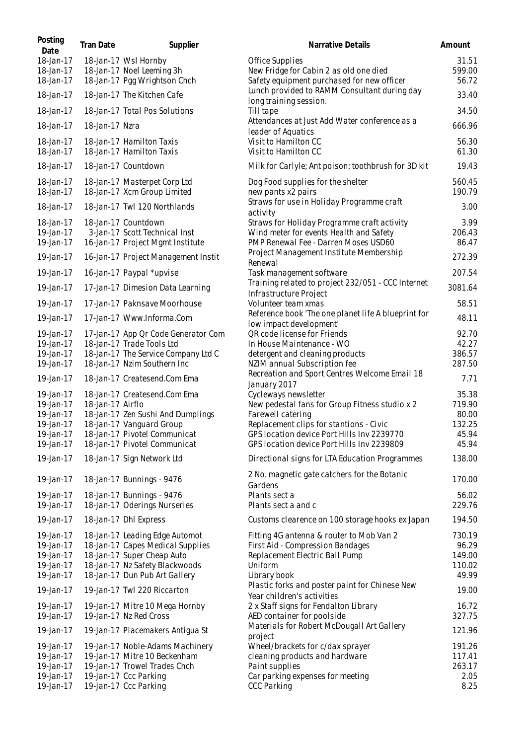| Posting Date | Tran Date | Supplier | Narrative Details | Amount |
| --- | --- | --- | --- | --- |
| 18-Jan-17 | 18-Jan-17 | Wsl Hornby | Office Supplies | 31.51 |
| 18-Jan-17 | 18-Jan-17 | Noel Leeming 3h | New Fridge for Cabin 2 as old one died | 599.00 |
| 18-Jan-17 | 18-Jan-17 | Pgg Wrightson Chch | Safety equipment purchased for new officer | 56.72 |
| 18-Jan-17 | 18-Jan-17 | The Kitchen Cafe | Lunch provided to RAMM Consultant during day long training session. | 33.40 |
| 18-Jan-17 | 18-Jan-17 | Total Pos Solutions | Till tape | 34.50 |
| 18-Jan-17 | 18-Jan-17 | Nzra | Attendances at Just Add Water conference as a leader of Aquatics | 666.96 |
| 18-Jan-17 | 18-Jan-17 | Hamilton Taxis | Visit to Hamilton CC | 56.30 |
| 18-Jan-17 | 18-Jan-17 | Hamilton Taxis | Visit to Hamilton CC | 61.30 |
| 18-Jan-17 | 18-Jan-17 | Countdown | Milk for Carlyle; Ant poison; toothbrush for 3D kit | 19.43 |
| 18-Jan-17 | 18-Jan-17 | Masterpet Corp Ltd | Dog Food supplies for the shelter | 560.45 |
| 18-Jan-17 | 18-Jan-17 | Xcm Group Limited | new pants x2 pairs | 190.79 |
| 18-Jan-17 | 18-Jan-17 | Twl 120 Northlands | Straws for use in Holiday Programme craft activity | 3.00 |
| 18-Jan-17 | 18-Jan-17 | Countdown | Straws for Holiday Programme craft activity | 3.99 |
| 19-Jan-17 | 3-Jan-17 | Scott Technical Inst | Wind meter for events Health and Safety | 206.43 |
| 19-Jan-17 | 16-Jan-17 | Project Mgmt Institute | PMP Renewal Fee - Darren Moses USD60 | 86.47 |
| 19-Jan-17 | 16-Jan-17 | Project Management Instit | Project Management Institute Membership Renewal | 272.39 |
| 19-Jan-17 | 16-Jan-17 | Paypal *upvise | Task management software | 207.54 |
| 19-Jan-17 | 17-Jan-17 | Dimesion Data Learning | Training related to project 232/051 - CCC Internet Infrastructure Project | 3081.64 |
| 19-Jan-17 | 17-Jan-17 | Paknsave Moorhouse | Volunteer team xmas | 58.51 |
| 19-Jan-17 | 17-Jan-17 | Www.Informa.Com | Reference book 'The one planet life A blueprint for low impact development' | 48.11 |
| 19-Jan-17 | 17-Jan-17 | App Qr Code Generator Com | QR code license for Friends | 92.70 |
| 19-Jan-17 | 18-Jan-17 | Trade Tools Ltd | In House Maintenance - WO | 42.27 |
| 19-Jan-17 | 18-Jan-17 | The Service Company Ltd C | detergent and cleaning products | 386.57 |
| 19-Jan-17 | 18-Jan-17 | Nzim Southern Inc | NZIM annual Subscription fee | 287.50 |
| 19-Jan-17 | 18-Jan-17 | Createsend.Com Ema | Recreation and Sport Centres Welcome Email 18 January 2017 | 7.71 |
| 19-Jan-17 | 18-Jan-17 | Createsend.Com Ema | Cycleways newsletter | 35.38 |
| 19-Jan-17 | 18-Jan-17 | Airflo | New pedestal fans for Group Fitness studio x 2 | 719.90 |
| 19-Jan-17 | 18-Jan-17 | Zen Sushi And Dumplings | Farewell catering | 80.00 |
| 19-Jan-17 | 18-Jan-17 | Vanguard Group | Replacement clips for stantions - Civic | 132.25 |
| 19-Jan-17 | 18-Jan-17 | Pivotel Communicat | GPS location device Port Hills Inv 2239770 | 45.94 |
| 19-Jan-17 | 18-Jan-17 | Pivotel Communicat | GPS location device Port Hills Inv 2239809 | 45.94 |
| 19-Jan-17 | 18-Jan-17 | Sign Network Ltd | Directional signs for LTA Education Programmes | 138.00 |
| 19-Jan-17 | 18-Jan-17 | Bunnings - 9476 | 2 No. magnetic gate catchers for the Botanic Gardens | 170.00 |
| 19-Jan-17 | 18-Jan-17 | Bunnings - 9476 | Plants sect a | 56.02 |
| 19-Jan-17 | 18-Jan-17 | Oderings Nurseries | Plants sect a and c | 229.76 |
| 19-Jan-17 | 18-Jan-17 | Dhl Express | Customs clearence on 100 storage hooks ex Japan | 194.50 |
| 19-Jan-17 | 18-Jan-17 | Leading Edge Automot | Fitting 4G antenna & router to Mob Van 2 | 730.19 |
| 19-Jan-17 | 18-Jan-17 | Capes Medical Supplies | First Aid - Compression Bandages | 96.29 |
| 19-Jan-17 | 18-Jan-17 | Super Cheap Auto | Replacement Electric Ball Pump | 149.00 |
| 19-Jan-17 | 18-Jan-17 | Nz Safety Blackwoods | Uniform | 110.02 |
| 19-Jan-17 | 18-Jan-17 | Dun Pub Art Gallery | Library book | 49.99 |
| 19-Jan-17 | 19-Jan-17 | Twl 220 Riccarton | Plastic forks and poster paint for Chinese New Year children's activities | 19.00 |
| 19-Jan-17 | 19-Jan-17 | Mitre 10 Mega Hornby | 2 x Staff signs for Fendalton Library | 16.72 |
| 19-Jan-17 | 19-Jan-17 | Nz Red Cross | AED container for poolside | 327.75 |
| 19-Jan-17 | 19-Jan-17 | Placemakers Antigua St | Materials for Robert McDougall Art Gallery project | 121.96 |
| 19-Jan-17 | 19-Jan-17 | Noble-Adams Machinery | Wheel/brackets for c/dax sprayer | 191.26 |
| 19-Jan-17 | 19-Jan-17 | Mitre 10 Beckenham | cleaning products and hardware | 117.41 |
| 19-Jan-17 | 19-Jan-17 | Trowel Trades Chch | Paint supplies | 263.17 |
| 19-Jan-17 | 19-Jan-17 | Ccc Parking | Car parking expenses for meeting | 2.05 |
| 19-Jan-17 | 19-Jan-17 | Ccc Parking | CCC Parking | 8.25 |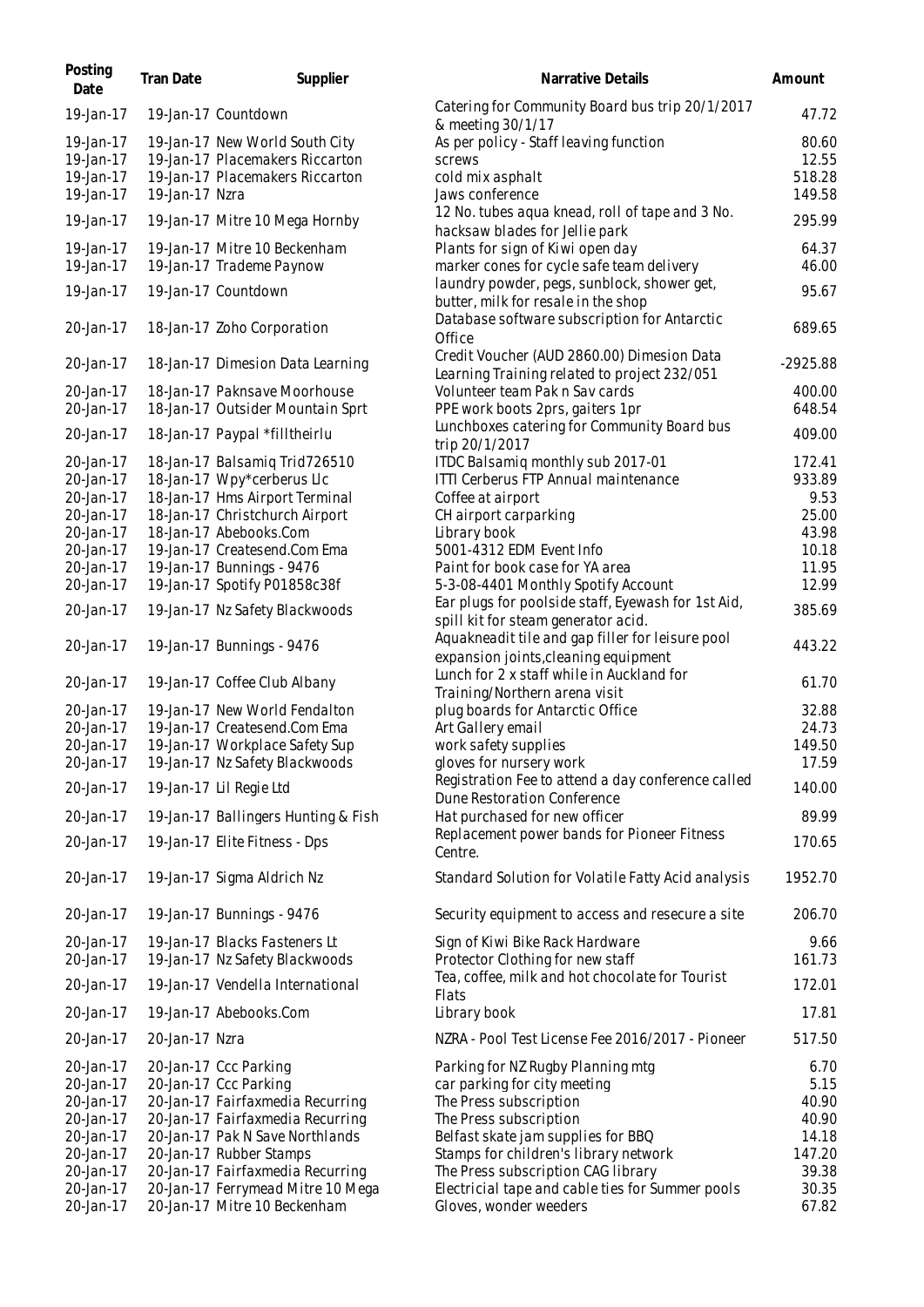| Posting Date | Tran Date | Supplier | Narrative Details | Amount |
|---|---|---|---|---|
| 19-Jan-17 | 19-Jan-17 | Countdown | Catering for Community Board bus trip 20/1/2017 & meeting 30/1/17 | 47.72 |
| 19-Jan-17 | 19-Jan-17 | New World South City | As per policy - Staff leaving function | 80.60 |
| 19-Jan-17 | 19-Jan-17 | Placemakers Riccarton | screws | 12.55 |
| 19-Jan-17 | 19-Jan-17 | Placemakers Riccarton | cold mix asphalt | 518.28 |
| 19-Jan-17 | 19-Jan-17 | Nzra | Jaws conference | 149.58 |
| 19-Jan-17 | 19-Jan-17 | Mitre 10 Mega Hornby | 12 No. tubes aqua knead, roll of tape and 3 No. hacksaw blades for Jellie park | 295.99 |
| 19-Jan-17 | 19-Jan-17 | Mitre 10 Beckenham | Plants for sign of Kiwi open day | 64.37 |
| 19-Jan-17 | 19-Jan-17 | Trademe Paynow | marker cones for cycle safe team delivery | 46.00 |
| 19-Jan-17 | 19-Jan-17 | Countdown | laundry powder, pegs, sunblock, shower get, butter, milk for resale in the shop | 95.67 |
| 20-Jan-17 | 18-Jan-17 | Zoho Corporation | Database software subscription for Antarctic Office | 689.65 |
| 20-Jan-17 | 18-Jan-17 | Dimesion Data Learning | Credit Voucher (AUD 2860.00) Dimesion Data Learning Training related to project 232/051 | -2925.88 |
| 20-Jan-17 | 18-Jan-17 | Paknsave Moorhouse | Volunteer team Pak n Sav cards | 400.00 |
| 20-Jan-17 | 18-Jan-17 | Outsider Mountain Sprt | PPE work boots 2prs, gaiters 1pr | 648.54 |
| 20-Jan-17 | 18-Jan-17 | Paypal *filltheirlu | Lunchboxes catering for Community Board bus trip 20/1/2017 | 409.00 |
| 20-Jan-17 | 18-Jan-17 | Balsamiq Trid726510 | ITDC Balsamiq monthly sub 2017-01 | 172.41 |
| 20-Jan-17 | 18-Jan-17 | Wpy*cerberus Llc | ITTI Cerberus FTP Annual maintenance | 933.89 |
| 20-Jan-17 | 18-Jan-17 | Hms Airport Terminal | Coffee at airport | 9.53 |
| 20-Jan-17 | 18-Jan-17 | Christchurch Airport | CH airport carparking | 25.00 |
| 20-Jan-17 | 18-Jan-17 | Abebooks.Com | Library book | 43.98 |
| 20-Jan-17 | 19-Jan-17 | Createsend.Com Ema | 5001-4312 EDM Event Info | 10.18 |
| 20-Jan-17 | 19-Jan-17 | Bunnings - 9476 | Paint for book case for YA area | 11.95 |
| 20-Jan-17 | 19-Jan-17 | Spotify P01858c38f | 5-3-08-4401 Monthly Spotify Account | 12.99 |
| 20-Jan-17 | 19-Jan-17 | Nz Safety Blackwoods | Ear plugs for poolside staff, Eyewash for 1st Aid, spill kit for steam generator acid. | 385.69 |
| 20-Jan-17 | 19-Jan-17 | Bunnings - 9476 | Aquakneadit tile and gap filler for leisure pool expansion joints,cleaning equipment | 443.22 |
| 20-Jan-17 | 19-Jan-17 | Coffee Club Albany | Lunch for 2 x staff while in Auckland for Training/Northern arena visit | 61.70 |
| 20-Jan-17 | 19-Jan-17 | New World Fendalton | plug boards for Antarctic Office | 32.88 |
| 20-Jan-17 | 19-Jan-17 | Createsend.Com Ema | Art Gallery email | 24.73 |
| 20-Jan-17 | 19-Jan-17 | Workplace Safety Sup | work safety supplies | 149.50 |
| 20-Jan-17 | 19-Jan-17 | Nz Safety Blackwoods | gloves for nursery work | 17.59 |
| 20-Jan-17 | 19-Jan-17 | Lil Regie Ltd | Registration Fee to attend a day conference called Dune Restoration Conference | 140.00 |
| 20-Jan-17 | 19-Jan-17 | Ballingers Hunting & Fish | Hat purchased for new officer | 89.99 |
| 20-Jan-17 | 19-Jan-17 | Elite Fitness - Dps | Replacement power bands for Pioneer Fitness Centre. | 170.65 |
| 20-Jan-17 | 19-Jan-17 | Sigma Aldrich Nz | Standard Solution for Volatile Fatty Acid analysis | 1952.70 |
| 20-Jan-17 | 19-Jan-17 | Bunnings - 9476 | Security equipment to access and resecure a site | 206.70 |
| 20-Jan-17 | 19-Jan-17 | Blacks Fasteners Lt | Sign of Kiwi Bike Rack Hardware | 9.66 |
| 20-Jan-17 | 19-Jan-17 | Nz Safety Blackwoods | Protector Clothing for new staff | 161.73 |
| 20-Jan-17 | 19-Jan-17 | Vendella International | Tea, coffee, milk and hot chocolate for Tourist Flats | 172.01 |
| 20-Jan-17 | 19-Jan-17 | Abebooks.Com | Library book | 17.81 |
| 20-Jan-17 | 20-Jan-17 | Nzra | NZRA - Pool Test License Fee 2016/2017 - Pioneer | 517.50 |
| 20-Jan-17 | 20-Jan-17 | Ccc Parking | Parking for NZ Rugby Planning mtg | 6.70 |
| 20-Jan-17 | 20-Jan-17 | Ccc Parking | car parking for city meeting | 5.15 |
| 20-Jan-17 | 20-Jan-17 | Fairfaxmedia Recurring | The Press subscription | 40.90 |
| 20-Jan-17 | 20-Jan-17 | Fairfaxmedia Recurring | The Press subscription | 40.90 |
| 20-Jan-17 | 20-Jan-17 | Pak N Save Northlands | Belfast skate jam supplies for BBQ | 14.18 |
| 20-Jan-17 | 20-Jan-17 | Rubber Stamps | Stamps for children's library network | 147.20 |
| 20-Jan-17 | 20-Jan-17 | Fairfaxmedia Recurring | The Press subscription CAG library | 39.38 |
| 20-Jan-17 | 20-Jan-17 | Ferrymead Mitre 10 Mega | Electricial tape and cable ties for Summer pools | 30.35 |
| 20-Jan-17 | 20-Jan-17 | Mitre 10 Beckenham | Gloves, wonder weeders | 67.82 |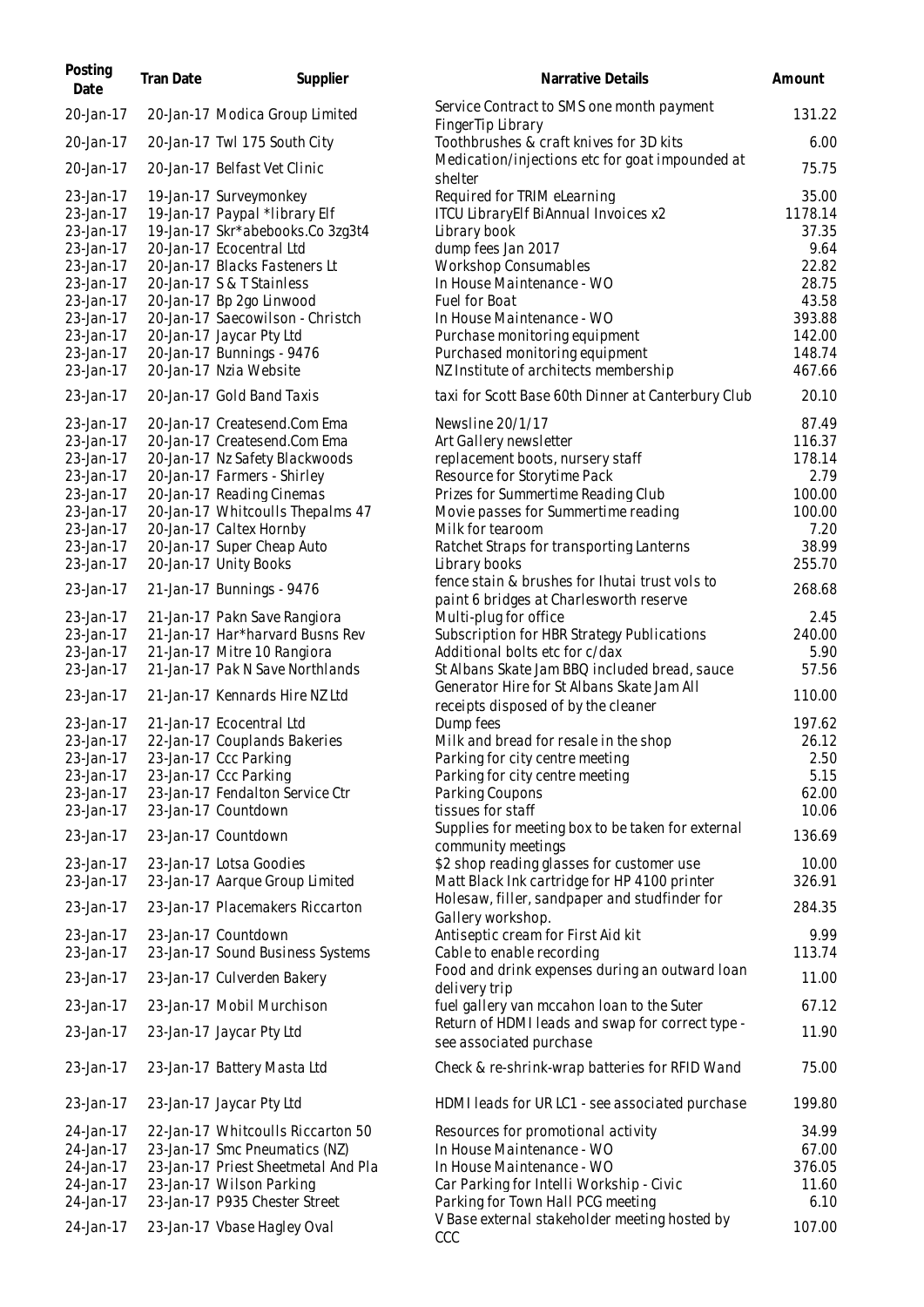| Posting Date | Tran Date | Supplier | Narrative Details | Amount |
|---|---|---|---|---|
| 20-Jan-17 | 20-Jan-17 | Modica Group Limited | Service Contract to SMS one month payment FingerTip Library | 131.22 |
| 20-Jan-17 | 20-Jan-17 | Twl 175 South City | Toothbrushes & craft knives for 3D kits | 6.00 |
| 20-Jan-17 | 20-Jan-17 | Belfast Vet Clinic | Medication/injections etc for goat impounded at shelter | 75.75 |
| 23-Jan-17 | 19-Jan-17 | Surveymonkey | Required for TRIM eLearning | 35.00 |
| 23-Jan-17 | 19-Jan-17 | Paypal *library Elf | ITCU LibraryElf BiAnnual Invoices x2 | 1178.14 |
| 23-Jan-17 | 19-Jan-17 | Skr*abebooks.Co 3zg3t4 | Library book | 37.35 |
| 23-Jan-17 | 20-Jan-17 | Ecocentral Ltd | dump fees Jan 2017 | 9.64 |
| 23-Jan-17 | 20-Jan-17 | Blacks Fasteners Lt | Workshop Consumables | 22.82 |
| 23-Jan-17 | 20-Jan-17 | S & T Stainless | In House Maintenance - WO | 28.75 |
| 23-Jan-17 | 20-Jan-17 | Bp 2go Linwood | Fuel for Boat | 43.58 |
| 23-Jan-17 | 20-Jan-17 | Saecowilson - Christch | In House Maintenance - WO | 393.88 |
| 23-Jan-17 | 20-Jan-17 | Jaycar Pty Ltd | Purchase monitoring equipment | 142.00 |
| 23-Jan-17 | 20-Jan-17 | Bunnings - 9476 | Purchased monitoring equipment | 148.74 |
| 23-Jan-17 | 20-Jan-17 | Nzia Website | NZ Institute of architects membership | 467.66 |
| 23-Jan-17 | 20-Jan-17 | Gold Band Taxis | taxi for Scott Base 60th Dinner at Canterbury Club | 20.10 |
| 23-Jan-17 | 20-Jan-17 | Createsend.Com Ema | Newsline 20/1/17 | 87.49 |
| 23-Jan-17 | 20-Jan-17 | Createsend.Com Ema | Art Gallery newsletter | 116.37 |
| 23-Jan-17 | 20-Jan-17 | Nz Safety Blackwoods | replacement boots, nursery staff | 178.14 |
| 23-Jan-17 | 20-Jan-17 | Farmers - Shirley | Resource for Storytime Pack | 2.79 |
| 23-Jan-17 | 20-Jan-17 | Reading Cinemas | Prizes for Summertime Reading Club | 100.00 |
| 23-Jan-17 | 20-Jan-17 | Whitcoulls Thepalms 47 | Movie passes for Summertime reading | 100.00 |
| 23-Jan-17 | 20-Jan-17 | Caltex Hornby | Milk for tearoom | 7.20 |
| 23-Jan-17 | 20-Jan-17 | Super Cheap Auto | Ratchet Straps for transporting Lanterns | 38.99 |
| 23-Jan-17 | 20-Jan-17 | Unity Books | Library books | 255.70 |
| 23-Jan-17 | 21-Jan-17 | Bunnings - 9476 | fence stain & brushes for Ihutai trust vols to paint 6 bridges at Charlesworth reserve | 268.68 |
| 23-Jan-17 | 21-Jan-17 | Pakn Save Rangiora | Multi-plug for office | 2.45 |
| 23-Jan-17 | 21-Jan-17 | Har*harvard Busns Rev | Subscription for HBR Strategy Publications | 240.00 |
| 23-Jan-17 | 21-Jan-17 | Mitre 10 Rangiora | Additional bolts etc for c/dax | 5.90 |
| 23-Jan-17 | 21-Jan-17 | Pak N Save Northlands | St Albans Skate Jam BBQ included bread, sauce | 57.56 |
| 23-Jan-17 | 21-Jan-17 | Kennards Hire NZ Ltd | Generator Hire for St Albans Skate Jam All receipts disposed of by the cleaner | 110.00 |
| 23-Jan-17 | 21-Jan-17 | Ecocentral Ltd | Dump fees | 197.62 |
| 23-Jan-17 | 22-Jan-17 | Couplands Bakeries | Milk and bread for resale in the shop | 26.12 |
| 23-Jan-17 | 23-Jan-17 | Ccc Parking | Parking for city centre meeting | 2.50 |
| 23-Jan-17 | 23-Jan-17 | Ccc Parking | Parking for city centre meeting | 5.15 |
| 23-Jan-17 | 23-Jan-17 | Fendalton Service Ctr | Parking Coupons | 62.00 |
| 23-Jan-17 | 23-Jan-17 | Countdown | tissues for staff | 10.06 |
| 23-Jan-17 | 23-Jan-17 | Countdown | Supplies for meeting box to be taken for external community meetings | 136.69 |
| 23-Jan-17 | 23-Jan-17 | Lotsa Goodies | $2 shop reading glasses for customer use | 10.00 |
| 23-Jan-17 | 23-Jan-17 | Aarque Group Limited | Matt Black Ink cartridge for HP 4100 printer | 326.91 |
| 23-Jan-17 | 23-Jan-17 | Placemakers Riccarton | Holesaw, filler, sandpaper and studfinder for Gallery workshop. | 284.35 |
| 23-Jan-17 | 23-Jan-17 | Countdown | Antiseptic cream for First Aid kit | 9.99 |
| 23-Jan-17 | 23-Jan-17 | Sound Business Systems | Cable to enable recording | 113.74 |
| 23-Jan-17 | 23-Jan-17 | Culverden Bakery | Food and drink expenses during an outward loan delivery trip | 11.00 |
| 23-Jan-17 | 23-Jan-17 | Mobil Murchison | fuel gallery van mccahon loan to the Suter | 67.12 |
| 23-Jan-17 | 23-Jan-17 | Jaycar Pty Ltd | Return of HDMI leads and swap for correct type - see associated purchase | 11.90 |
| 23-Jan-17 | 23-Jan-17 | Battery Masta Ltd | Check & re-shrink-wrap batteries for RFID Wand | 75.00 |
| 23-Jan-17 | 23-Jan-17 | Jaycar Pty Ltd | HDMI leads for UR LC1 - see associated purchase | 199.80 |
| 24-Jan-17 | 22-Jan-17 | Whitcoulls Riccarton 50 | Resources for promotional activity | 34.99 |
| 24-Jan-17 | 23-Jan-17 | Smc Pneumatics (NZ) | In House Maintenance - WO | 67.00 |
| 24-Jan-17 | 23-Jan-17 | Priest Sheetmetal And Pla | In House Maintenance - WO | 376.05 |
| 24-Jan-17 | 23-Jan-17 | Wilson Parking | Car Parking for Intelli Workship - Civic | 11.60 |
| 24-Jan-17 | 23-Jan-17 | P935 Chester Street | Parking for Town Hall PCG meeting | 6.10 |
| 24-Jan-17 | 23-Jan-17 | Vbase Hagley Oval | V Base external stakeholder meeting hosted by CCC | 107.00 |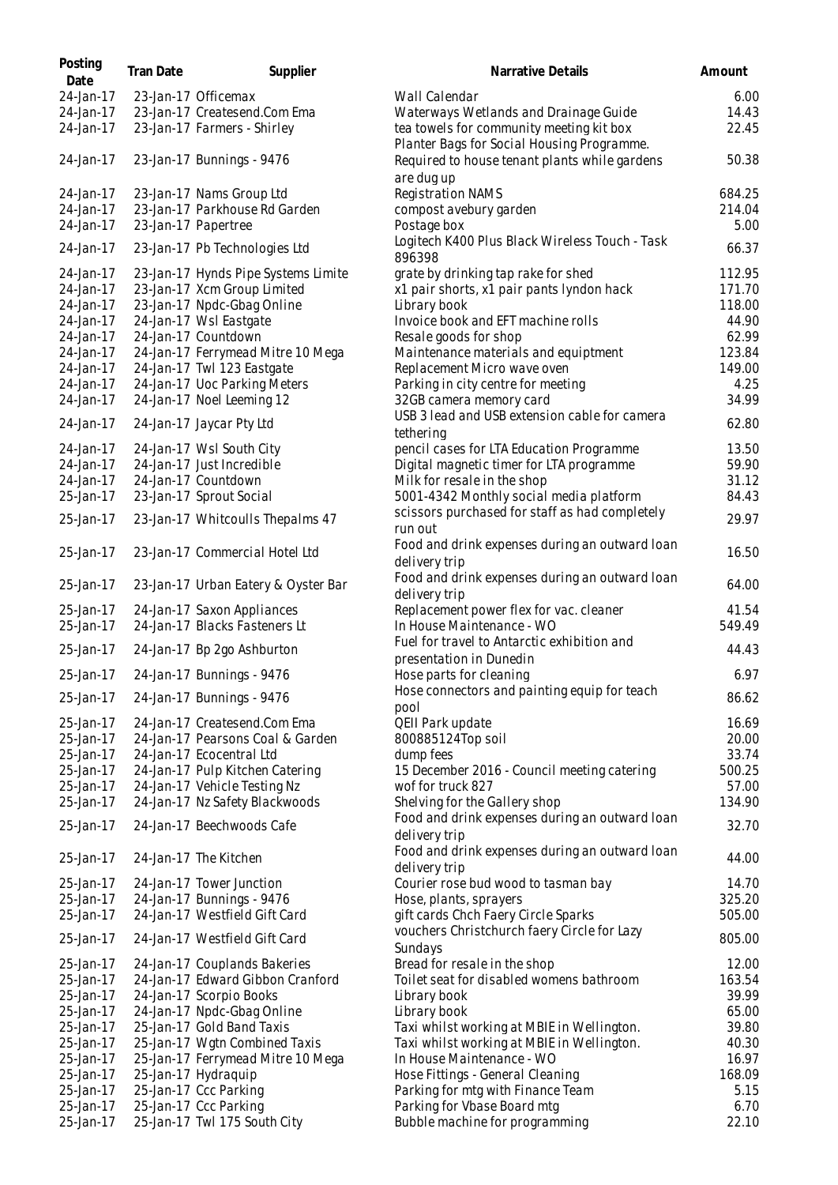| Posting Date | Tran Date | Supplier | Narrative Details | Amount |
|---|---|---|---|---|
| 24-Jan-17 | 23-Jan-17 | Officemax | Wall Calendar | 6.00 |
| 24-Jan-17 | 23-Jan-17 | Createsend.Com Ema | Waterways Wetlands and Drainage Guide | 14.43 |
| 24-Jan-17 | 23-Jan-17 | Farmers - Shirley | tea towels for community meeting kit box | 22.45 |
| 24-Jan-17 | 23-Jan-17 | Bunnings - 9476 | Planter Bags for Social Housing Programme. Required to house tenant plants while gardens are dug up | 50.38 |
| 24-Jan-17 | 23-Jan-17 | Nams Group Ltd | Registration NAMS | 684.25 |
| 24-Jan-17 | 23-Jan-17 | Parkhouse Rd Garden | compost avebury garden | 214.04 |
| 24-Jan-17 | 23-Jan-17 | Papertree | Postage box | 5.00 |
| 24-Jan-17 | 23-Jan-17 | Pb Technologies Ltd | Logitech K400 Plus Black Wireless Touch - Task 896398 | 66.37 |
| 24-Jan-17 | 23-Jan-17 | Hynds Pipe Systems Limite | grate by drinking tap rake for shed | 112.95 |
| 24-Jan-17 | 23-Jan-17 | Xcm Group Limited | x1 pair shorts, x1 pair pants lyndon hack | 171.70 |
| 24-Jan-17 | 23-Jan-17 | Npdc-Gbag Online | Library book | 118.00 |
| 24-Jan-17 | 24-Jan-17 | Wsl Eastgate | Invoice book and EFT machine rolls | 44.90 |
| 24-Jan-17 | 24-Jan-17 | Countdown | Resale goods for shop | 62.99 |
| 24-Jan-17 | 24-Jan-17 | Ferrymead Mitre 10 Mega | Maintenance materials and equiptment | 123.84 |
| 24-Jan-17 | 24-Jan-17 | Twl 123 Eastgate | Replacement Micro wave oven | 149.00 |
| 24-Jan-17 | 24-Jan-17 | Uoc Parking Meters | Parking in city centre for meeting | 4.25 |
| 24-Jan-17 | 24-Jan-17 | Noel Leeming 12 | 32GB camera memory card | 34.99 |
| 24-Jan-17 | 24-Jan-17 | Jaycar Pty Ltd | USB 3 lead and USB extension cable for camera tethering | 62.80 |
| 24-Jan-17 | 24-Jan-17 | Wsl South City | pencil cases for LTA Education Programme | 13.50 |
| 24-Jan-17 | 24-Jan-17 | Just Incredible | Digital magnetic timer for LTA programme | 59.90 |
| 24-Jan-17 | 24-Jan-17 | Countdown | Milk for resale in the shop | 31.12 |
| 25-Jan-17 | 23-Jan-17 | Sprout Social | 5001-4342 Monthly social media platform | 84.43 |
| 25-Jan-17 | 23-Jan-17 | Whitcoulls Thepalms 47 | scissors purchased for staff as had completely run out | 29.97 |
| 25-Jan-17 | 23-Jan-17 | Commercial Hotel Ltd | Food and drink expenses during an outward loan delivery trip | 16.50 |
| 25-Jan-17 | 23-Jan-17 | Urban Eatery & Oyster Bar | Food and drink expenses during an outward loan delivery trip | 64.00 |
| 25-Jan-17 | 24-Jan-17 | Saxon Appliances | Replacement power flex for vac. cleaner | 41.54 |
| 25-Jan-17 | 24-Jan-17 | Blacks Fasteners Lt | In House Maintenance - WO | 549.49 |
| 25-Jan-17 | 24-Jan-17 | Bp 2go Ashburton | Fuel for travel to Antarctic exhibition and presentation in Dunedin | 44.43 |
| 25-Jan-17 | 24-Jan-17 | Bunnings - 9476 | Hose parts for cleaning | 6.97 |
| 25-Jan-17 | 24-Jan-17 | Bunnings - 9476 | Hose connectors and painting equip for teach pool | 86.62 |
| 25-Jan-17 | 24-Jan-17 | Createsend.Com Ema | QEII Park update | 16.69 |
| 25-Jan-17 | 24-Jan-17 | Pearsons Coal & Garden | 800885124Top soil | 20.00 |
| 25-Jan-17 | 24-Jan-17 | Ecocentral Ltd | dump fees | 33.74 |
| 25-Jan-17 | 24-Jan-17 | Pulp Kitchen Catering | 15 December 2016 - Council meeting catering | 500.25 |
| 25-Jan-17 | 24-Jan-17 | Vehicle Testing Nz | wof for truck 827 | 57.00 |
| 25-Jan-17 | 24-Jan-17 | Nz Safety Blackwoods | Shelving for the Gallery shop | 134.90 |
| 25-Jan-17 | 24-Jan-17 | Beechwoods Cafe | Food and drink expenses during an outward loan delivery trip | 32.70 |
| 25-Jan-17 | 24-Jan-17 | The Kitchen | Food and drink expenses during an outward loan delivery trip | 44.00 |
| 25-Jan-17 | 24-Jan-17 | Tower Junction | Courier rose bud wood to tasman bay | 14.70 |
| 25-Jan-17 | 24-Jan-17 | Bunnings - 9476 | Hose, plants, sprayers | 325.20 |
| 25-Jan-17 | 24-Jan-17 | Westfield Gift Card | gift cards Chch Faery Circle Sparks | 505.00 |
| 25-Jan-17 | 24-Jan-17 | Westfield Gift Card | vouchers Christchurch faery Circle for Lazy Sundays | 805.00 |
| 25-Jan-17 | 24-Jan-17 | Couplands Bakeries | Bread for resale in the shop | 12.00 |
| 25-Jan-17 | 24-Jan-17 | Edward Gibbon Cranford | Toilet seat for disabled womens bathroom | 163.54 |
| 25-Jan-17 | 24-Jan-17 | Scorpio Books | Library book | 39.99 |
| 25-Jan-17 | 24-Jan-17 | Npdc-Gbag Online | Library book | 65.00 |
| 25-Jan-17 | 25-Jan-17 | Gold Band Taxis | Taxi whilst working at MBIE in Wellington. | 39.80 |
| 25-Jan-17 | 25-Jan-17 | Wgtn Combined Taxis | Taxi whilst working at MBIE in Wellington. | 40.30 |
| 25-Jan-17 | 25-Jan-17 | Ferrymead Mitre 10 Mega | In House Maintenance - WO | 16.97 |
| 25-Jan-17 | 25-Jan-17 | Hydraquip | Hose Fittings - General Cleaning | 168.09 |
| 25-Jan-17 | 25-Jan-17 | Ccc Parking | Parking for mtg with Finance Team | 5.15 |
| 25-Jan-17 | 25-Jan-17 | Ccc Parking | Parking for Vbase Board mtg | 6.70 |
| 25-Jan-17 | 25-Jan-17 | Twl 175 South City | Bubble machine for programming | 22.10 |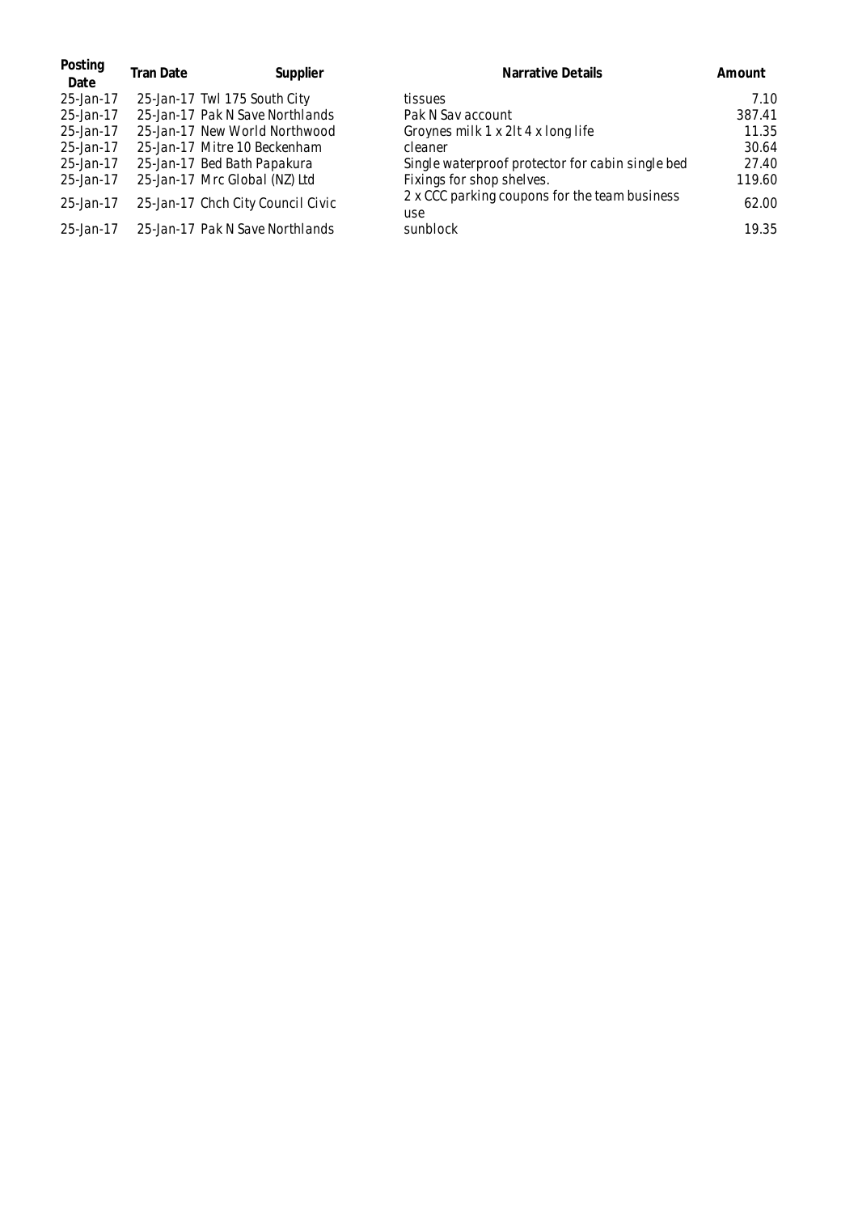| Posting Date | Tran Date | Supplier | Narrative Details | Amount |
|---|---|---|---|---|
| 25-Jan-17 | 25-Jan-17 | Twl 175 South City | tissues | 7.10 |
| 25-Jan-17 | 25-Jan-17 | Pak N Save Northlands | Pak N Sav account | 387.41 |
| 25-Jan-17 | 25-Jan-17 | New World Northwood | Groynes milk 1 x 2lt 4 x long life | 11.35 |
| 25-Jan-17 | 25-Jan-17 | Mitre 10 Beckenham | cleaner | 30.64 |
| 25-Jan-17 | 25-Jan-17 | Bed Bath Papakura | Single waterproof protector for cabin single bed | 27.40 |
| 25-Jan-17 | 25-Jan-17 | Mrc Global (NZ) Ltd | Fixings for shop shelves. | 119.60 |
| 25-Jan-17 | 25-Jan-17 | Chch City Council Civic | 2 x CCC parking coupons for the team business use | 62.00 |
| 25-Jan-17 | 25-Jan-17 | Pak N Save Northlands | sunblock | 19.35 |